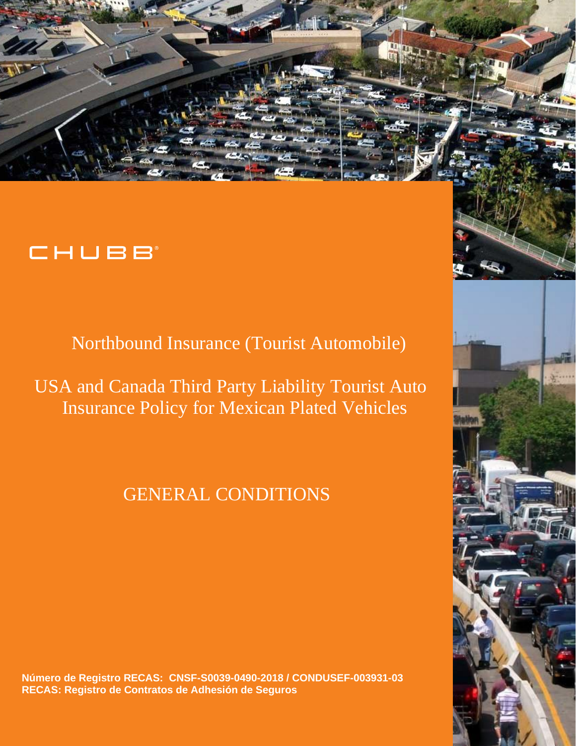CHUBB

# Northbound Insurance (Tourist Automobile)

## USA and Canada Third Party Liability Tourist Auto Insurance Policy for Mexican Plated Vehicles

## GENERAL CONDITIONS

**Número de Registro RECAS: CNSF-S0039-0490-2018 / CONDUSEF-003931-03**
**RECAS: Registro de Contratos de Adhesión de Seguros**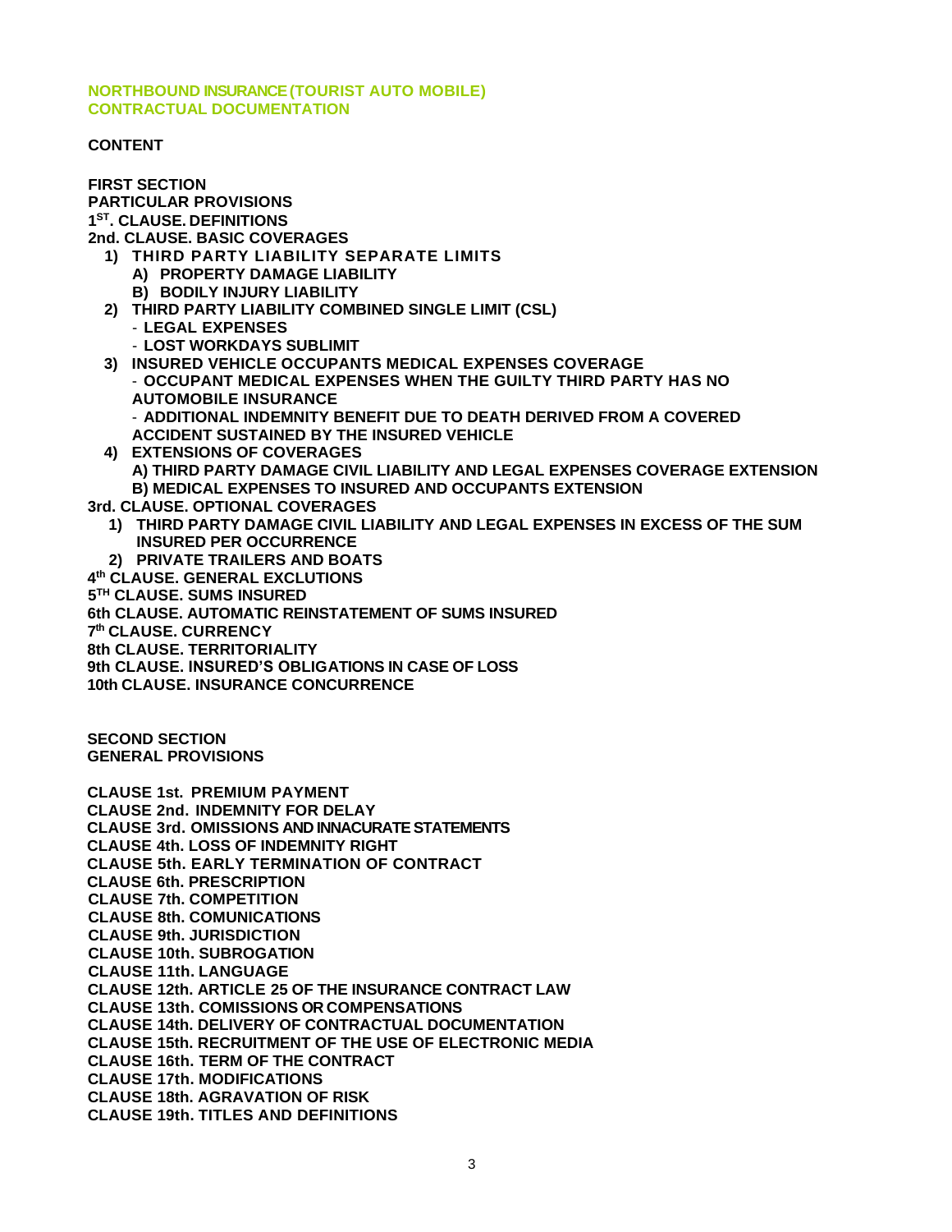**NORTHBOUND INSURANCE (TOURIST AUTO MOBILE)**
**CONTRACTUAL DOCUMENTATION**

**CONTENT**

**FIRST SECTION**
**PARTICULAR PROVISIONS**
**1ST. CLAUSE. DEFINITIONS**
**2nd. CLAUSE. BASIC COVERAGES**

1) **THIRD PARTY LIABILITY SEPARATE LIMITS**
   A) **PROPERTY DAMAGE LIABILITY**
   B) **BODILY INJURY LIABILITY**
2) **THIRD PARTY LIABILITY COMBINED SINGLE LIMIT (CSL)**
   - **LEGAL EXPENSES**
   - **LOST WORKDAYS SUBLIMIT**
3) **INSURED VEHICLE OCCUPANTS MEDICAL EXPENSES COVERAGE**
   - **OCCUPANT MEDICAL EXPENSES WHEN THE GUILTY THIRD PARTY HAS NO AUTOMOBILE INSURANCE**
   - **ADDITIONAL INDEMNITY BENEFIT DUE TO DEATH DERIVED FROM A COVERED ACCIDENT SUSTAINED BY THE INSURED VEHICLE**
4) **EXTENSIONS OF COVERAGES**
   **A) THIRD PARTY DAMAGE CIVIL LIABILITY AND LEGAL EXPENSES COVERAGE EXTENSION**
   **B) MEDICAL EXPENSES TO INSURED AND OCCUPANTS EXTENSION**

**3rd. CLAUSE. OPTIONAL COVERAGES**

1) **THIRD PARTY DAMAGE CIVIL LIABILITY AND LEGAL EXPENSES IN EXCESS OF THE SUM INSURED PER OCCURRENCE**
2) **PRIVATE TRAILERS AND BOATS**

**4th CLAUSE. GENERAL EXCLUTIONS**
**5TH CLAUSE. SUMS INSURED**
**6th CLAUSE. AUTOMATIC REINSTATEMENT OF SUMS INSURED**
**7th CLAUSE. CURRENCY**
**8th CLAUSE. TERRITORIALITY**
**9th CLAUSE. INSURED'S OBLIGATIONS IN CASE OF LOSS**
**10th CLAUSE. INSURANCE CONCURRENCE**

**SECOND SECTION**
**GENERAL PROVISIONS**

**CLAUSE 1st. PREMIUM PAYMENT**
**CLAUSE 2nd. INDEMNITY FOR DELAY**
**CLAUSE 3rd. OMISSIONS AND INNACURATE STATEMENTS**
**CLAUSE 4th. LOSS OF INDEMNITY RIGHT**
**CLAUSE 5th. EARLY TERMINATION OF CONTRACT**
**CLAUSE 6th. PRESCRIPTION**
**CLAUSE 7th. COMPETITION**
**CLAUSE 8th. COMUNICATIONS**
**CLAUSE 9th. JURISDICTION**
**CLAUSE 10th. SUBROGATION**
**CLAUSE 11th. LANGUAGE**
**CLAUSE 12th. ARTICLE 25 OF THE INSURANCE CONTRACT LAW**
**CLAUSE 13th. COMISSIONS OR COMPENSATIONS**
**CLAUSE 14th. DELIVERY OF CONTRACTUAL DOCUMENTATION**
**CLAUSE 15th. RECRUITMENT OF THE USE OF ELECTRONIC MEDIA**
**CLAUSE 16th. TERM OF THE CONTRACT**
**CLAUSE 17th. MODIFICATIONS**
**CLAUSE 18th. AGRAVATION OF RISK**
**CLAUSE 19th. TITLES AND DEFINITIONS**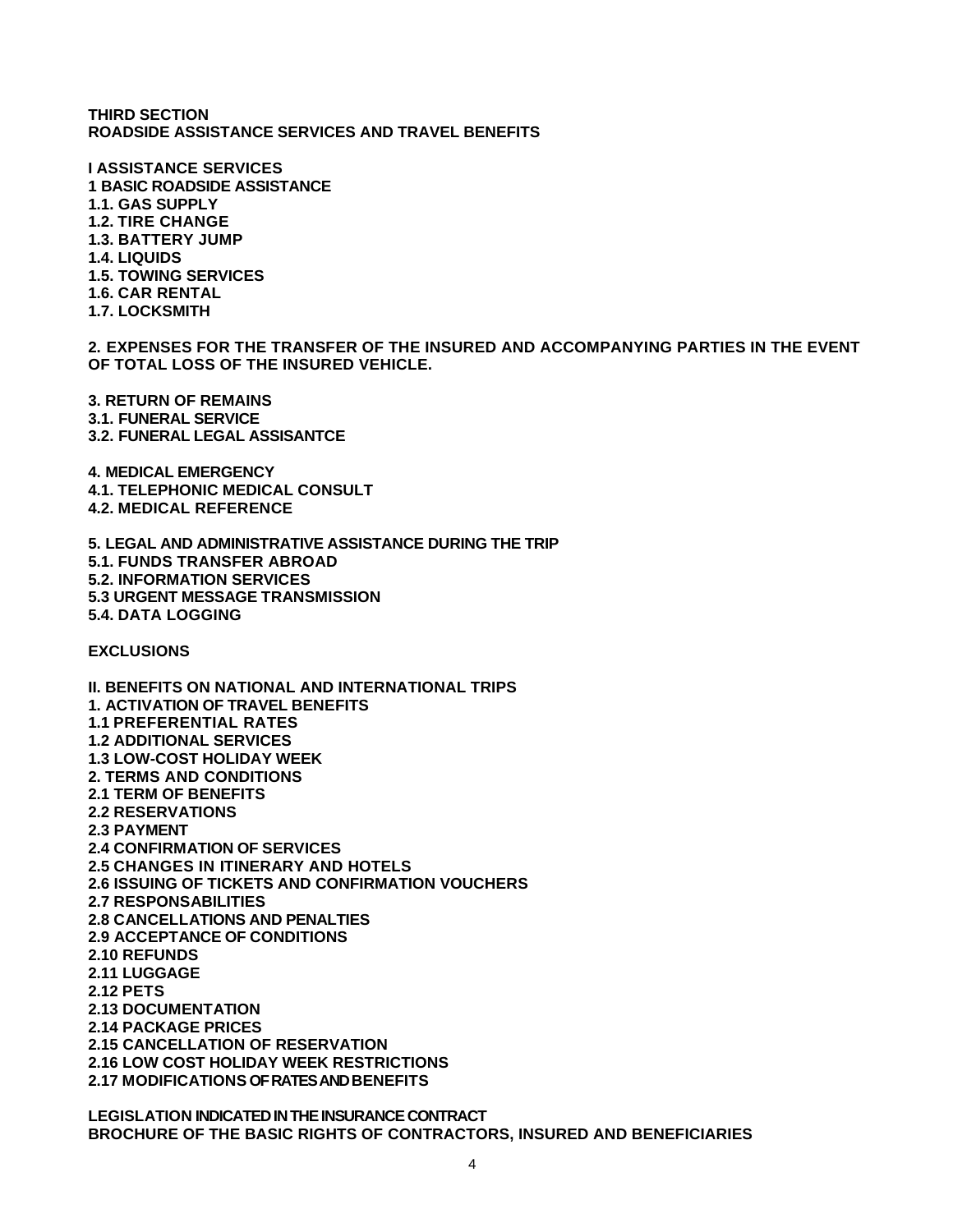**THIRD SECTION**
**ROADSIDE ASSISTANCE SERVICES AND TRAVEL BENEFITS**

**I ASSISTANCE SERVICES**
**1 BASIC ROADSIDE ASSISTANCE**
**1.1. GAS SUPPLY**
**1.2. TIRE CHANGE**
**1.3. BATTERY JUMP**
**1.4. LIQUIDS**
**1.5. TOWING SERVICES**
**1.6. CAR RENTAL**
**1.7. LOCKSMITH**

**2. EXPENSES FOR THE TRANSFER OF THE INSURED AND ACCOMPANYING PARTIES IN THE EVENT OF TOTAL LOSS OF THE INSURED VEHICLE.**

**3. RETURN OF REMAINS**
**3.1. FUNERAL SERVICE**
**3.2. FUNERAL LEGAL ASSISANTCE**

**4. MEDICAL EMERGENCY**
**4.1. TELEPHONIC MEDICAL CONSULT**
**4.2. MEDICAL REFERENCE**

**5. LEGAL AND ADMINISTRATIVE ASSISTANCE DURING THE TRIP**
**5.1. FUNDS TRANSFER ABROAD**
**5.2. INFORMATION SERVICES**
**5.3 URGENT MESSAGE TRANSMISSION**
**5.4. DATA LOGGING**

**EXCLUSIONS**

**II. BENEFITS ON NATIONAL AND INTERNATIONAL TRIPS**
**1. ACTIVATION OF TRAVEL BENEFITS**
**1.1 PREFERENTIAL RATES**
**1.2 ADDITIONAL SERVICES**
**1.3 LOW-COST HOLIDAY WEEK**
**2. TERMS AND CONDITIONS**
**2.1 TERM OF BENEFITS**
**2.2 RESERVATIONS**
**2.3 PAYMENT**
**2.4 CONFIRMATION OF SERVICES**
**2.5 CHANGES IN ITINERARY AND HOTELS**
**2.6 ISSUING OF TICKETS AND CONFIRMATION VOUCHERS**
**2.7 RESPONSABILITIES**
**2.8 CANCELLATIONS AND PENALTIES**
**2.9 ACCEPTANCE OF CONDITIONS**
**2.10 REFUNDS**
**2.11 LUGGAGE**
**2.12 PETS**
**2.13 DOCUMENTATION**
**2.14 PACKAGE PRICES**
**2.15 CANCELLATION OF RESERVATION**
**2.16 LOW COST HOLIDAY WEEK RESTRICTIONS**
**2.17 MODIFICATIONS OF RATES AND BENEFITS**

**LEGISLATION INDICATED IN THE INSURANCE CONTRACT**
**BROCHURE OF THE BASIC RIGHTS OF CONTRACTORS, INSURED AND BENEFICIARIES**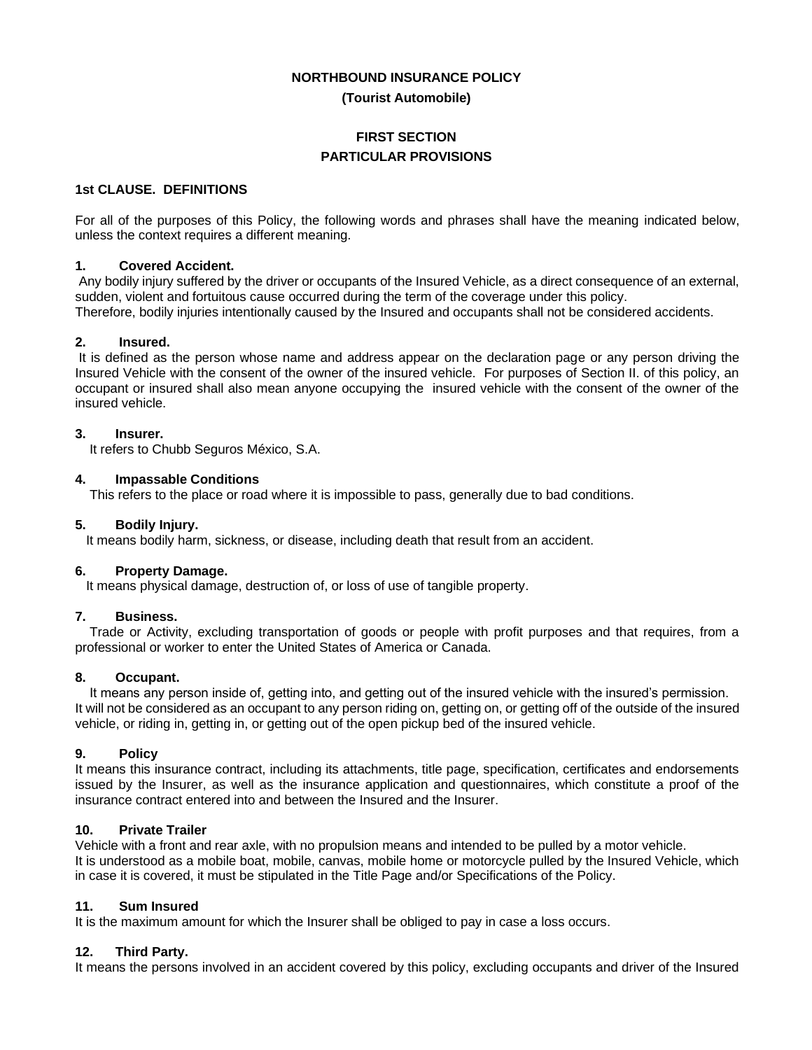**NORTHBOUND INSURANCE POLICY**

**(Tourist Automobile)**

**FIRST SECTION**

**PARTICULAR PROVISIONS**

**1st CLAUSE. DEFINITIONS**

For all of the purposes of this Policy, the following words and phrases shall have the meaning indicated below, unless the context requires a different meaning.

**1. Covered Accident.**

Any bodily injury suffered by the driver or occupants of the Insured Vehicle, as a direct consequence of an external, sudden, violent and fortuitous cause occurred during the term of the coverage under this policy.
Therefore, bodily injuries intentionally caused by the Insured and occupants shall not be considered accidents.

**2. Insured.**

It is defined as the person whose name and address appear on the declaration page or any person driving the Insured Vehicle with the consent of the owner of the insured vehicle. For purposes of Section II. of this policy, an occupant or insured shall also mean anyone occupying the insured vehicle with the consent of the owner of the insured vehicle.

**3. Insurer.**

It refers to Chubb Seguros México, S.A.

**4. Impassable Conditions**

This refers to the place or road where it is impossible to pass, generally due to bad conditions.

**5. Bodily Injury.**

It means bodily harm, sickness, or disease, including death that result from an accident.

**6. Property Damage.**

It means physical damage, destruction of, or loss of use of tangible property.

**7. Business.**

Trade or Activity, excluding transportation of goods or people with profit purposes and that requires, from a professional or worker to enter the United States of America or Canada.

**8. Occupant.**

It means any person inside of, getting into, and getting out of the insured vehicle with the insured's permission.
It will not be considered as an occupant to any person riding on, getting on, or getting off of the outside of the insured vehicle, or riding in, getting in, or getting out of the open pickup bed of the insured vehicle.

**9. Policy**

It means this insurance contract, including its attachments, title page, specification, certificates and endorsements issued by the Insurer, as well as the insurance application and questionnaires, which constitute a proof of the insurance contract entered into and between the Insured and the Insurer.

**10. Private Trailer**

Vehicle with a front and rear axle, with no propulsion means and intended to be pulled by a motor vehicle.
It is understood as a mobile boat, mobile, canvas, mobile home or motorcycle pulled by the Insured Vehicle, which in case it is covered, it must be stipulated in the Title Page and/or Specifications of the Policy.

**11. Sum Insured**

It is the maximum amount for which the Insurer shall be obliged to pay in case a loss occurs.

**12. Third Party.**

It means the persons involved in an accident covered by this policy, excluding occupants and driver of the Insured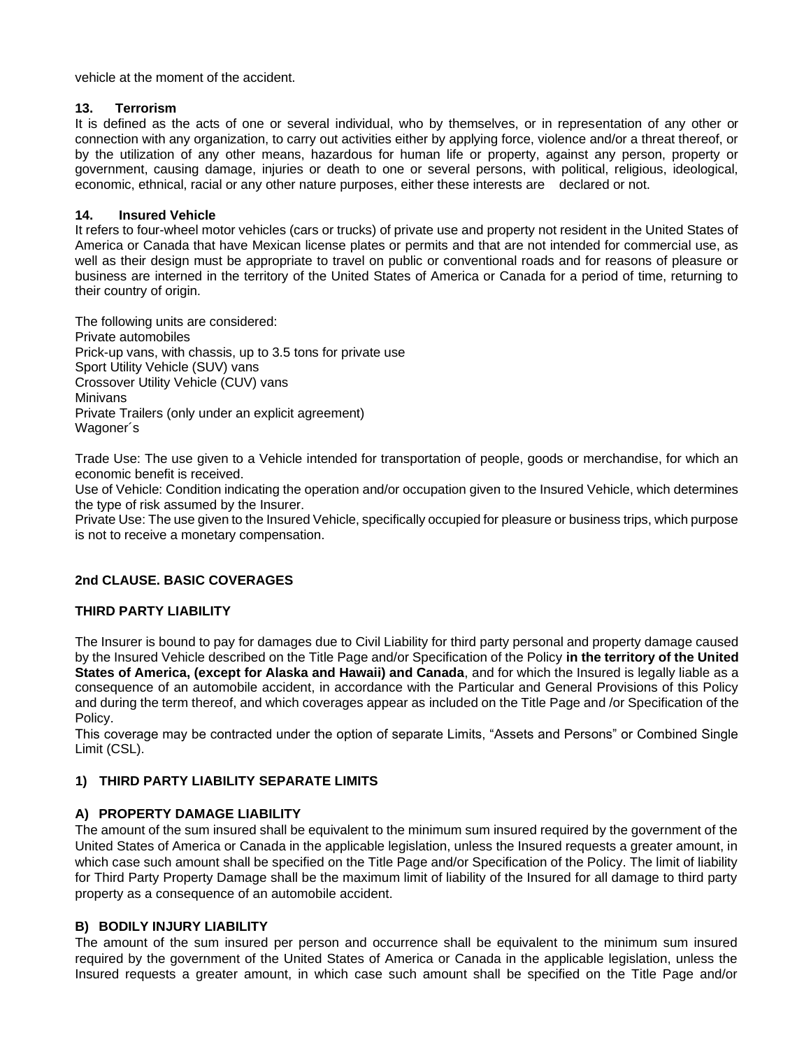vehicle at the moment of the accident.

**13. Terrorism**

It is defined as the acts of one or several individual, who by themselves, or in representation of any other or connection with any organization, to carry out activities either by applying force, violence and/or a threat thereof, or by the utilization of any other means, hazardous for human life or property, against any person, property or government, causing damage, injuries or death to one or several persons, with political, religious, ideological, economic, ethnical, racial or any other nature purposes, either these interests are declared or not.

**14. Insured Vehicle**

It refers to four-wheel motor vehicles (cars or trucks) of private use and property not resident in the United States of America or Canada that have Mexican license plates or permits and that are not intended for commercial use, as well as their design must be appropriate to travel on public or conventional roads and for reasons of pleasure or business are interned in the territory of the United States of America or Canada for a period of time, returning to their country of origin.

The following units are considered:
Private automobiles
Prick-up vans, with chassis, up to 3.5 tons for private use
Sport Utility Vehicle (SUV) vans
Crossover Utility Vehicle (CUV) vans
Minivans
Private Trailers (only under an explicit agreement)
Wagoner´s

Trade Use: The use given to a Vehicle intended for transportation of people, goods or merchandise, for which an economic benefit is received.
Use of Vehicle: Condition indicating the operation and/or occupation given to the Insured Vehicle, which determines the type of risk assumed by the Insurer.
Private Use: The use given to the Insured Vehicle, specifically occupied for pleasure or business trips, which purpose is not to receive a monetary compensation.

## 2nd CLAUSE. BASIC COVERAGES

### THIRD PARTY LIABILITY

The Insurer is bound to pay for damages due to Civil Liability for third party personal and property damage caused by the Insured Vehicle described on the Title Page and/or Specification of the Policy **in the territory of the United States of America, (except for Alaska and Hawaii) and Canada**, and for which the Insured is legally liable as a consequence of an automobile accident, in accordance with the Particular and General Provisions of this Policy and during the term thereof, and which coverages appear as included on the Title Page and /or Specification of the Policy.
This coverage may be contracted under the option of separate Limits, "Assets and Persons" or Combined Single Limit (CSL).

### 1) THIRD PARTY LIABILITY SEPARATE LIMITS

#### A) PROPERTY DAMAGE LIABILITY

The amount of the sum insured shall be equivalent to the minimum sum insured required by the government of the United States of America or Canada in the applicable legislation, unless the Insured requests a greater amount, in which case such amount shall be specified on the Title Page and/or Specification of the Policy. The limit of liability for Third Party Property Damage shall be the maximum limit of liability of the Insured for all damage to third party property as a consequence of an automobile accident.

#### B) BODILY INJURY LIABILITY

The amount of the sum insured per person and occurrence shall be equivalent to the minimum sum insured required by the government of the United States of America or Canada in the applicable legislation, unless the Insured requests a greater amount, in which case such amount shall be specified on the Title Page and/or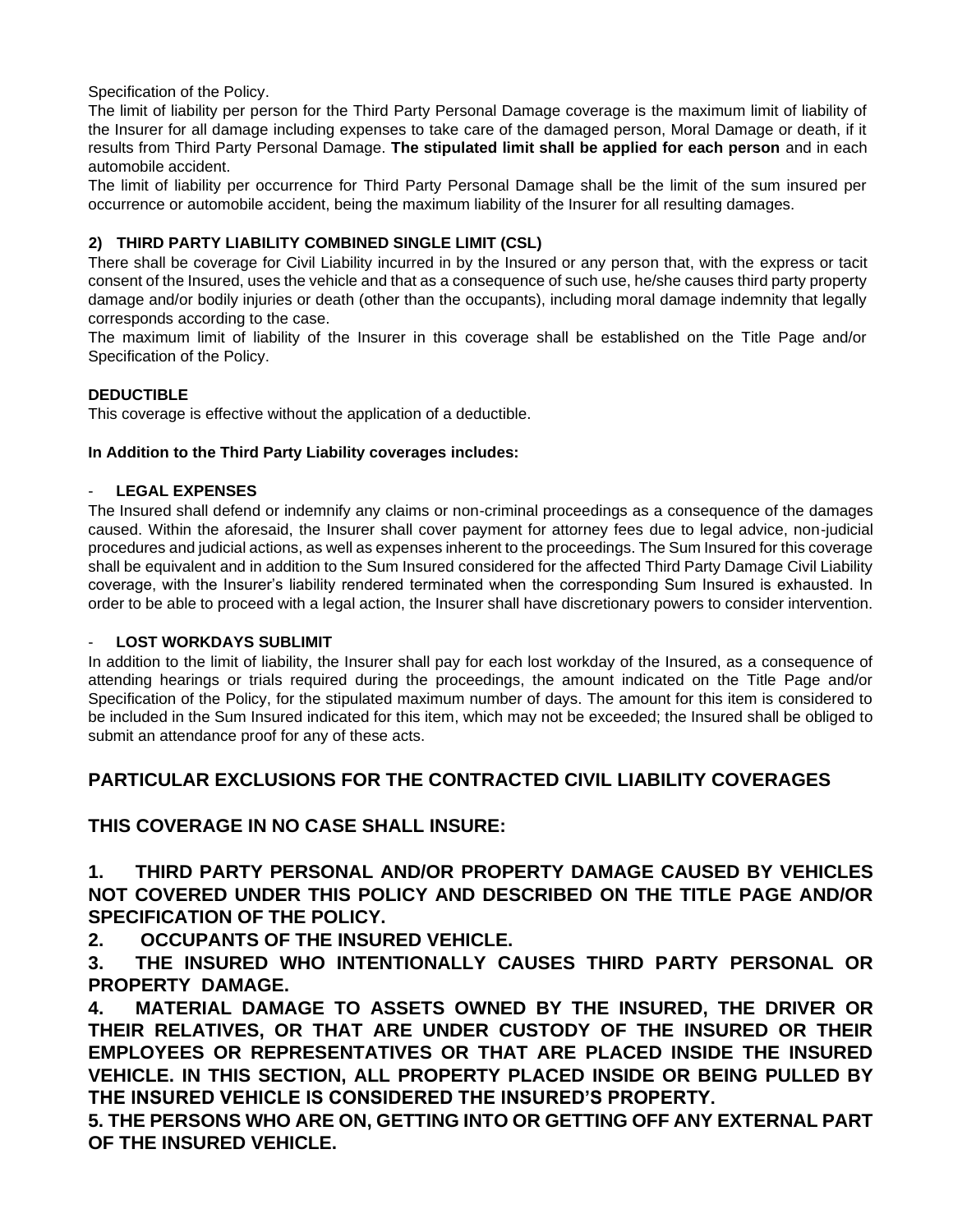Specification of the Policy.

The limit of liability per person for the Third Party Personal Damage coverage is the maximum limit of liability of the Insurer for all damage including expenses to take care of the damaged person, Moral Damage or death, if it results from Third Party Personal Damage. **The stipulated limit shall be applied for each person** and in each automobile accident.

The limit of liability per occurrence for Third Party Personal Damage shall be the limit of the sum insured per occurrence or automobile accident, being the maximum liability of the Insurer for all resulting damages.

### 2) THIRD PARTY LIABILITY COMBINED SINGLE LIMIT (CSL)

There shall be coverage for Civil Liability incurred in by the Insured or any person that, with the express or tacit consent of the Insured, uses the vehicle and that as a consequence of such use, he/she causes third party property damage and/or bodily injuries or death (other than the occupants), including moral damage indemnity that legally corresponds according to the case.

The maximum limit of liability of the Insurer in this coverage shall be established on the Title Page and/or Specification of the Policy.

**DEDUCTIBLE**

This coverage is effective without the application of a deductible.

**In Addition to the Third Party Liability coverages includes:**

- **LEGAL EXPENSES**

The Insured shall defend or indemnify any claims or non-criminal proceedings as a consequence of the damages caused. Within the aforesaid, the Insurer shall cover payment for attorney fees due to legal advice, non-judicial procedures and judicial actions, as well as expenses inherent to the proceedings. The Sum Insured for this coverage shall be equivalent and in addition to the Sum Insured considered for the affected Third Party Damage Civil Liability coverage, with the Insurer's liability rendered terminated when the corresponding Sum Insured is exhausted. In order to be able to proceed with a legal action, the Insurer shall have discretionary powers to consider intervention.

- **LOST WORKDAYS SUBLIMIT**

In addition to the limit of liability, the Insurer shall pay for each lost workday of the Insured, as a consequence of attending hearings or trials required during the proceedings, the amount indicated on the Title Page and/or Specification of the Policy, for the stipulated maximum number of days. The amount for this item is considered to be included in the Sum Insured indicated for this item, which may not be exceeded; the Insured shall be obliged to submit an attendance proof for any of these acts.

## PARTICULAR EXCLUSIONS FOR THE CONTRACTED CIVIL LIABILITY COVERAGES

## THIS COVERAGE IN NO CASE SHALL INSURE:

**1. THIRD PARTY PERSONAL AND/OR PROPERTY DAMAGE CAUSED BY VEHICLES NOT COVERED UNDER THIS POLICY AND DESCRIBED ON THE TITLE PAGE AND/OR SPECIFICATION OF THE POLICY.**

**2. OCCUPANTS OF THE INSURED VEHICLE.**

**3. THE INSURED WHO INTENTIONALLY CAUSES THIRD PARTY PERSONAL OR PROPERTY DAMAGE.**

**4. MATERIAL DAMAGE TO ASSETS OWNED BY THE INSURED, THE DRIVER OR THEIR RELATIVES, OR THAT ARE UNDER CUSTODY OF THE INSURED OR THEIR EMPLOYEES OR REPRESENTATIVES OR THAT ARE PLACED INSIDE THE INSURED VEHICLE. IN THIS SECTION, ALL PROPERTY PLACED INSIDE OR BEING PULLED BY THE INSURED VEHICLE IS CONSIDERED THE INSURED'S PROPERTY.**

**5. THE PERSONS WHO ARE ON, GETTING INTO OR GETTING OFF ANY EXTERNAL PART OF THE INSURED VEHICLE.**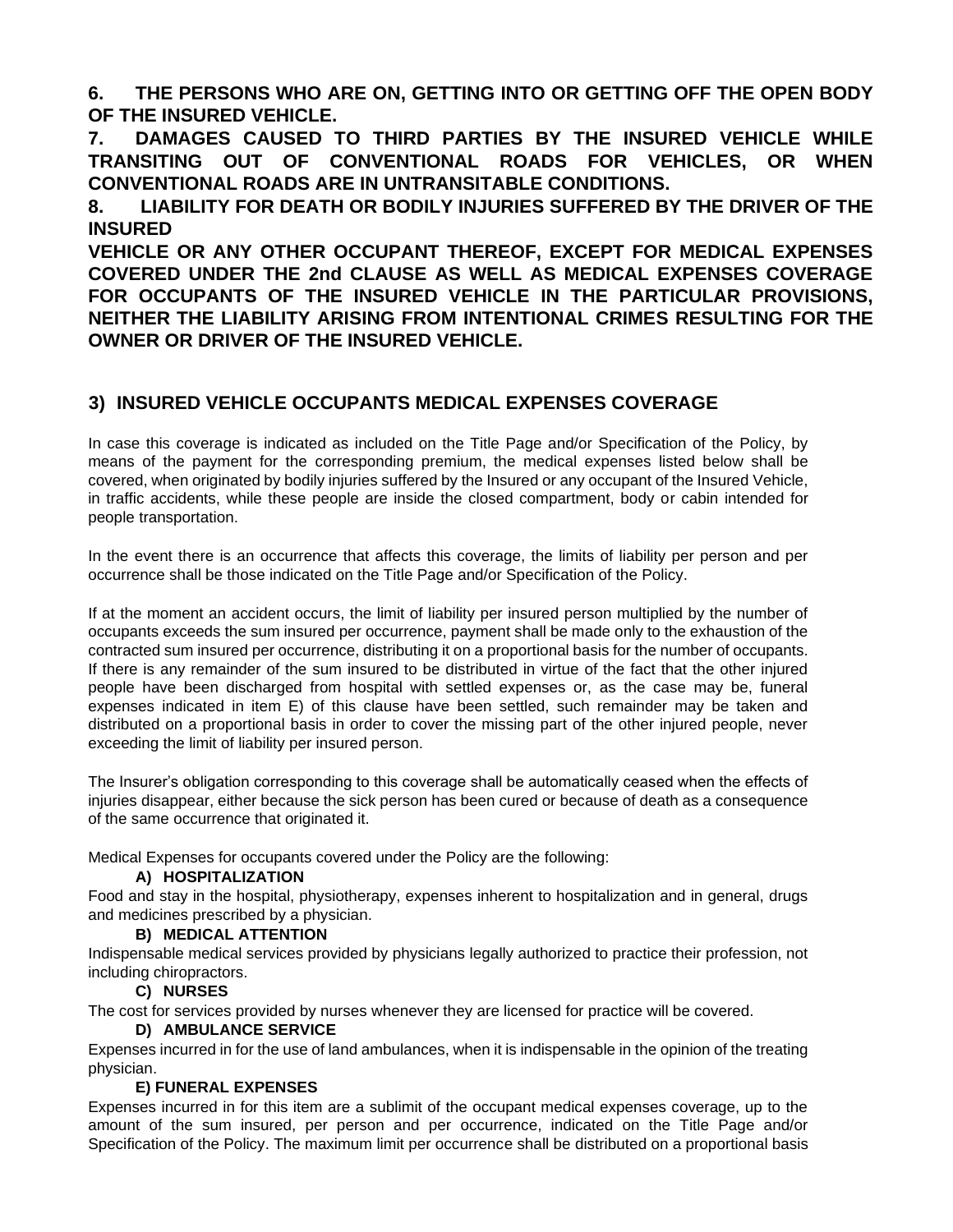**6. THE PERSONS WHO ARE ON, GETTING INTO OR GETTING OFF THE OPEN BODY OF THE INSURED VEHICLE.**

**7. DAMAGES CAUSED TO THIRD PARTIES BY THE INSURED VEHICLE WHILE TRANSITING OUT OF CONVENTIONAL ROADS FOR VEHICLES, OR WHEN CONVENTIONAL ROADS ARE IN UNTRANSITABLE CONDITIONS.**

**8. LIABILITY FOR DEATH OR BODILY INJURIES SUFFERED BY THE DRIVER OF THE INSURED**

**VEHICLE OR ANY OTHER OCCUPANT THEREOF, EXCEPT FOR MEDICAL EXPENSES COVERED UNDER THE 2nd CLAUSE AS WELL AS MEDICAL EXPENSES COVERAGE FOR OCCUPANTS OF THE INSURED VEHICLE IN THE PARTICULAR PROVISIONS, NEITHER THE LIABILITY ARISING FROM INTENTIONAL CRIMES RESULTING FOR THE OWNER OR DRIVER OF THE INSURED VEHICLE.**

## 3) INSURED VEHICLE OCCUPANTS MEDICAL EXPENSES COVERAGE

In case this coverage is indicated as included on the Title Page and/or Specification of the Policy, by means of the payment for the corresponding premium, the medical expenses listed below shall be covered, when originated by bodily injuries suffered by the Insured or any occupant of the Insured Vehicle, in traffic accidents, while these people are inside the closed compartment, body or cabin intended for people transportation.

In the event there is an occurrence that affects this coverage, the limits of liability per person and per occurrence shall be those indicated on the Title Page and/or Specification of the Policy.

If at the moment an accident occurs, the limit of liability per insured person multiplied by the number of occupants exceeds the sum insured per occurrence, payment shall be made only to the exhaustion of the contracted sum insured per occurrence, distributing it on a proportional basis for the number of occupants. If there is any remainder of the sum insured to be distributed in virtue of the fact that the other injured people have been discharged from hospital with settled expenses or, as the case may be, funeral expenses indicated in item E) of this clause have been settled, such remainder may be taken and distributed on a proportional basis in order to cover the missing part of the other injured people, never exceeding the limit of liability per insured person.

The Insurer's obligation corresponding to this coverage shall be automatically ceased when the effects of injuries disappear, either because the sick person has been cured or because of death as a consequence of the same occurrence that originated it.

Medical Expenses for occupants covered under the Policy are the following:

**A) HOSPITALIZATION**

Food and stay in the hospital, physiotherapy, expenses inherent to hospitalization and in general, drugs and medicines prescribed by a physician.

**B) MEDICAL ATTENTION**

Indispensable medical services provided by physicians legally authorized to practice their profession, not including chiropractors.

**C) NURSES**

The cost for services provided by nurses whenever they are licensed for practice will be covered.

**D) AMBULANCE SERVICE**

Expenses incurred in for the use of land ambulances, when it is indispensable in the opinion of the treating physician.

**E) FUNERAL EXPENSES**

Expenses incurred in for this item are a sublimit of the occupant medical expenses coverage, up to the amount of the sum insured, per person and per occurrence, indicated on the Title Page and/or Specification of the Policy. The maximum limit per occurrence shall be distributed on a proportional basis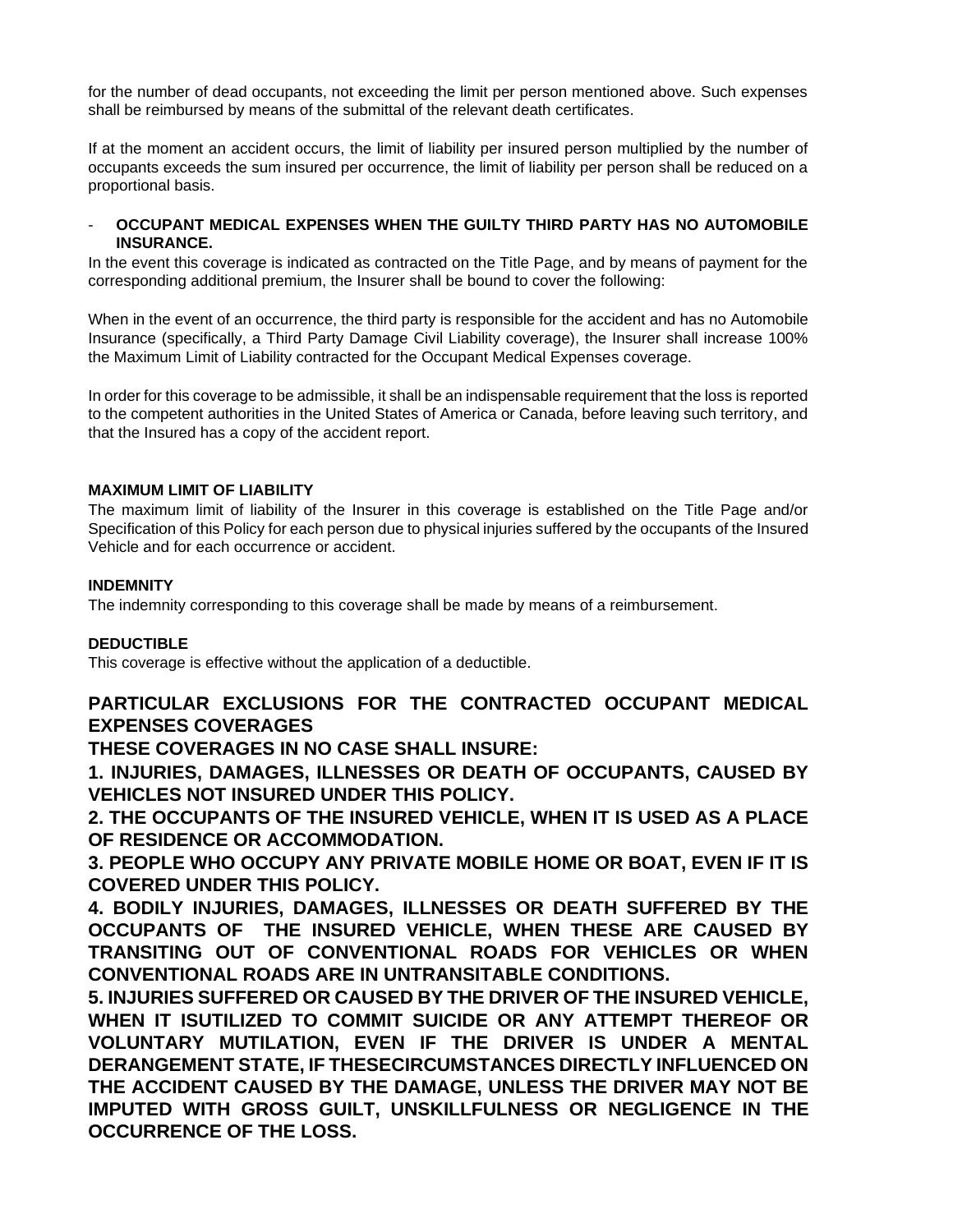for the number of dead occupants, not exceeding the limit per person mentioned above. Such expenses shall be reimbursed by means of the submittal of the relevant death certificates.

If at the moment an accident occurs, the limit of liability per insured person multiplied by the number of occupants exceeds the sum insured per occurrence, the limit of liability per person shall be reduced on a proportional basis.

- **OCCUPANT MEDICAL EXPENSES WHEN THE GUILTY THIRD PARTY HAS NO AUTOMOBILE INSURANCE.**

In the event this coverage is indicated as contracted on the Title Page, and by means of payment for the corresponding additional premium, the Insurer shall be bound to cover the following:

When in the event of an occurrence, the third party is responsible for the accident and has no Automobile Insurance (specifically, a Third Party Damage Civil Liability coverage), the Insurer shall increase 100% the Maximum Limit of Liability contracted for the Occupant Medical Expenses coverage.

In order for this coverage to be admissible, it shall be an indispensable requirement that the loss is reported to the competent authorities in the United States of America or Canada, before leaving such territory, and that the Insured has a copy of the accident report.

**MAXIMUM LIMIT OF LIABILITY**

The maximum limit of liability of the Insurer in this coverage is established on the Title Page and/or Specification of this Policy for each person due to physical injuries suffered by the occupants of the Insured Vehicle and for each occurrence or accident.

**INDEMNITY**

The indemnity corresponding to this coverage shall be made by means of a reimbursement.

**DEDUCTIBLE**

This coverage is effective without the application of a deductible.

## PARTICULAR EXCLUSIONS FOR THE CONTRACTED OCCUPANT MEDICAL EXPENSES COVERAGES

**THESE COVERAGES IN NO CASE SHALL INSURE:**

**1. INJURIES, DAMAGES, ILLNESSES OR DEATH OF OCCUPANTS, CAUSED BY VEHICLES NOT INSURED UNDER THIS POLICY.**

**2. THE OCCUPANTS OF THE INSURED VEHICLE, WHEN IT IS USED AS A PLACE OF RESIDENCE OR ACCOMMODATION.**

**3. PEOPLE WHO OCCUPY ANY PRIVATE MOBILE HOME OR BOAT, EVEN IF IT IS COVERED UNDER THIS POLICY.**

**4. BODILY INJURIES, DAMAGES, ILLNESSES OR DEATH SUFFERED BY THE OCCUPANTS OF THE INSURED VEHICLE, WHEN THESE ARE CAUSED BY TRANSITING OUT OF CONVENTIONAL ROADS FOR VEHICLES OR WHEN CONVENTIONAL ROADS ARE IN UNTRANSITABLE CONDITIONS.**

**5. INJURIES SUFFERED OR CAUSED BY THE DRIVER OF THE INSURED VEHICLE, WHEN IT ISUTILIZED TO COMMIT SUICIDE OR ANY ATTEMPT THEREOF OR VOLUNTARY MUTILATION, EVEN IF THE DRIVER IS UNDER A MENTAL DERANGEMENT STATE, IF THESECIRCUMSTANCES DIRECTLY INFLUENCED ON THE ACCIDENT CAUSED BY THE DAMAGE, UNLESS THE DRIVER MAY NOT BE IMPUTED WITH GROSS GUILT, UNSKILLFULNESS OR NEGLIGENCE IN THE OCCURRENCE OF THE LOSS.**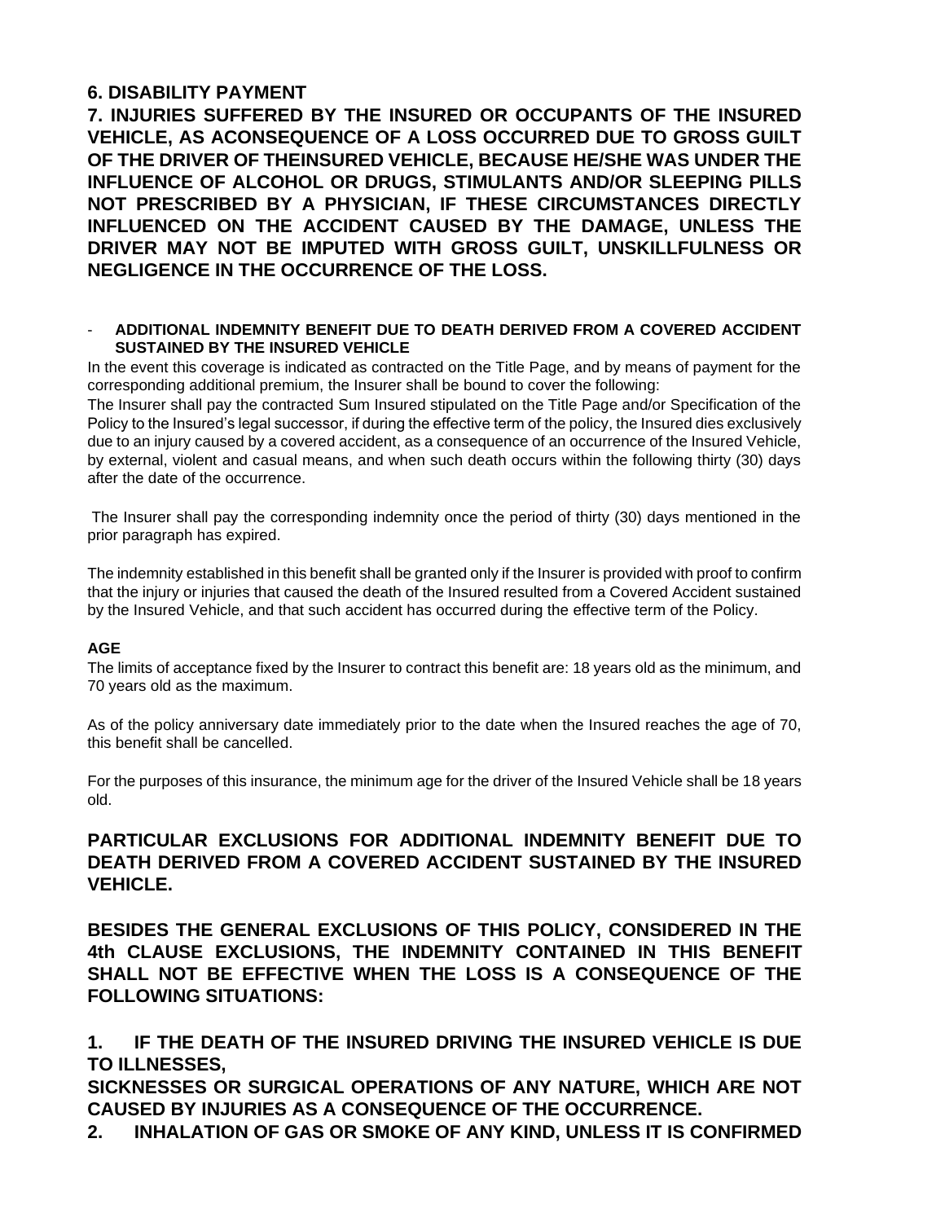**6. DISABILITY PAYMENT**

**7. INJURIES SUFFERED BY THE INSURED OR OCCUPANTS OF THE INSURED VEHICLE, AS ACONSEQUENCE OF A LOSS OCCURRED DUE TO GROSS GUILT OF THE DRIVER OF THEINSURED VEHICLE, BECAUSE HE/SHE WAS UNDER THE INFLUENCE OF ALCOHOL OR DRUGS, STIMULANTS AND/OR SLEEPING PILLS NOT PRESCRIBED BY A PHYSICIAN, IF THESE CIRCUMSTANCES DIRECTLY INFLUENCED ON THE ACCIDENT CAUSED BY THE DAMAGE, UNLESS THE DRIVER MAY NOT BE IMPUTED WITH GROSS GUILT, UNSKILLFULNESS OR NEGLIGENCE IN THE OCCURRENCE OF THE LOSS.**

- **ADDITIONAL INDEMNITY BENEFIT DUE TO DEATH DERIVED FROM A COVERED ACCIDENT SUSTAINED BY THE INSURED VEHICLE**

In the event this coverage is indicated as contracted on the Title Page, and by means of payment for the corresponding additional premium, the Insurer shall be bound to cover the following:

The Insurer shall pay the contracted Sum Insured stipulated on the Title Page and/or Specification of the Policy to the Insured's legal successor, if during the effective term of the policy, the Insured dies exclusively due to an injury caused by a covered accident, as a consequence of an occurrence of the Insured Vehicle, by external, violent and casual means, and when such death occurs within the following thirty (30) days after the date of the occurrence.

The Insurer shall pay the corresponding indemnity once the period of thirty (30) days mentioned in the prior paragraph has expired.

The indemnity established in this benefit shall be granted only if the Insurer is provided with proof to confirm that the injury or injuries that caused the death of the Insured resulted from a Covered Accident sustained by the Insured Vehicle, and that such accident has occurred during the effective term of the Policy.

**AGE**

The limits of acceptance fixed by the Insurer to contract this benefit are: 18 years old as the minimum, and 70 years old as the maximum.

As of the policy anniversary date immediately prior to the date when the Insured reaches the age of 70, this benefit shall be cancelled.

For the purposes of this insurance, the minimum age for the driver of the Insured Vehicle shall be 18 years old.

## PARTICULAR EXCLUSIONS FOR ADDITIONAL INDEMNITY BENEFIT DUE TO DEATH DERIVED FROM A COVERED ACCIDENT SUSTAINED BY THE INSURED VEHICLE.

**BESIDES THE GENERAL EXCLUSIONS OF THIS POLICY, CONSIDERED IN THE 4th CLAUSE EXCLUSIONS, THE INDEMNITY CONTAINED IN THIS BENEFIT SHALL NOT BE EFFECTIVE WHEN THE LOSS IS A CONSEQUENCE OF THE FOLLOWING SITUATIONS:**

**1. IF THE DEATH OF THE INSURED DRIVING THE INSURED VEHICLE IS DUE TO ILLNESSES, SICKNESSES OR SURGICAL OPERATIONS OF ANY NATURE, WHICH ARE NOT CAUSED BY INJURIES AS A CONSEQUENCE OF THE OCCURRENCE.**

**2. INHALATION OF GAS OR SMOKE OF ANY KIND, UNLESS IT IS CONFIRMED**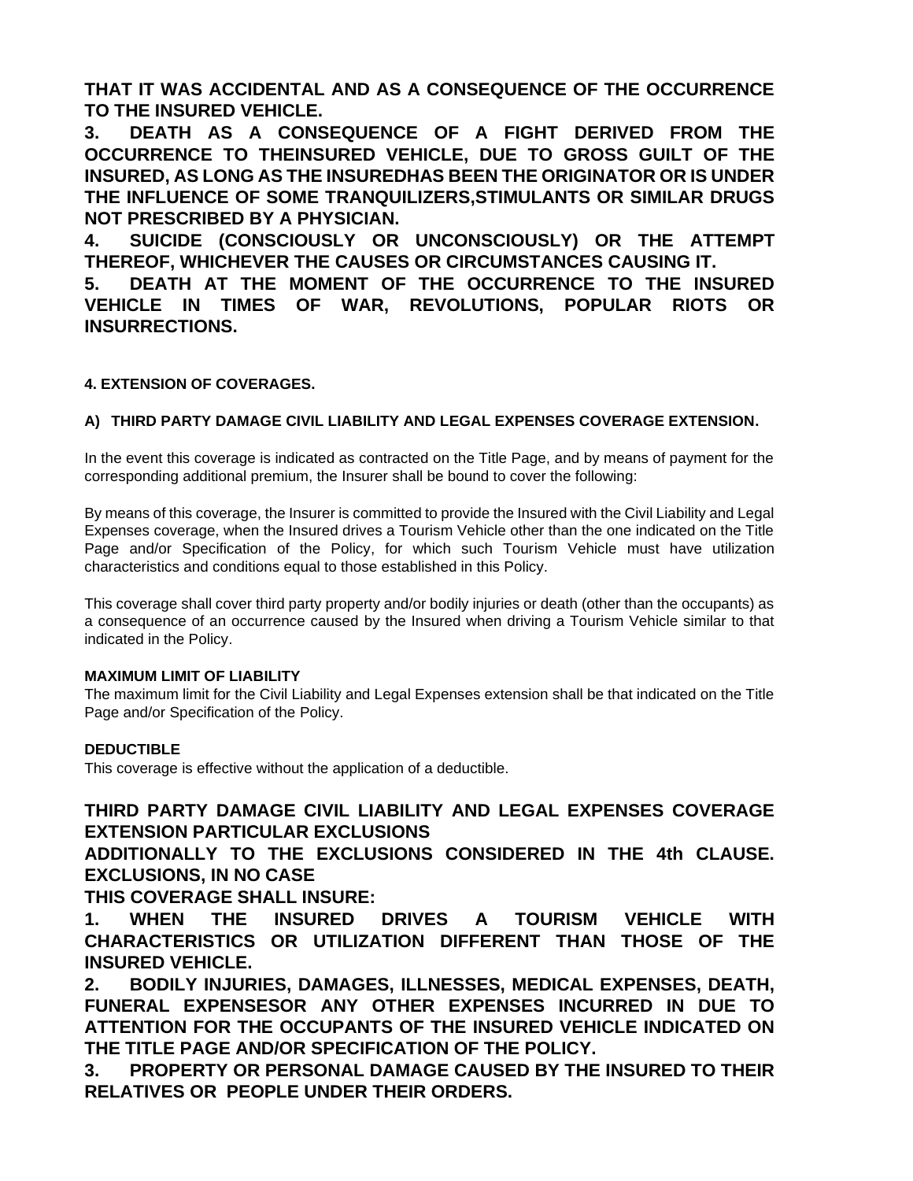**THAT IT WAS ACCIDENTAL AND AS A CONSEQUENCE OF THE OCCURRENCE TO THE INSURED VEHICLE.**

**3. DEATH AS A CONSEQUENCE OF A FIGHT DERIVED FROM THE OCCURRENCE TO THEINSURED VEHICLE, DUE TO GROSS GUILT OF THE INSURED, AS LONG AS THE INSUREDHAS BEEN THE ORIGINATOR OR IS UNDER THE INFLUENCE OF SOME TRANQUILIZERS,STIMULANTS OR SIMILAR DRUGS NOT PRESCRIBED BY A PHYSICIAN.**

**4. SUICIDE (CONSCIOUSLY OR UNCONSCIOUSLY) OR THE ATTEMPT THEREOF, WHICHEVER THE CAUSES OR CIRCUMSTANCES CAUSING IT.**

**5. DEATH AT THE MOMENT OF THE OCCURRENCE TO THE INSURED VEHICLE IN TIMES OF WAR, REVOLUTIONS, POPULAR RIOTS OR INSURRECTIONS.**

#### 4. EXTENSION OF COVERAGES.

#### A) THIRD PARTY DAMAGE CIVIL LIABILITY AND LEGAL EXPENSES COVERAGE EXTENSION.

In the event this coverage is indicated as contracted on the Title Page, and by means of payment for the corresponding additional premium, the Insurer shall be bound to cover the following:

By means of this coverage, the Insurer is committed to provide the Insured with the Civil Liability and Legal Expenses coverage, when the Insured drives a Tourism Vehicle other than the one indicated on the Title Page and/or Specification of the Policy, for which such Tourism Vehicle must have utilization characteristics and conditions equal to those established in this Policy.

This coverage shall cover third party property and/or bodily injuries or death (other than the occupants) as a consequence of an occurrence caused by the Insured when driving a Tourism Vehicle similar to that indicated in the Policy.

**MAXIMUM LIMIT OF LIABILITY**
The maximum limit for the Civil Liability and Legal Expenses extension shall be that indicated on the Title Page and/or Specification of the Policy.

**DEDUCTIBLE**
This coverage is effective without the application of a deductible.

**THIRD PARTY DAMAGE CIVIL LIABILITY AND LEGAL EXPENSES COVERAGE EXTENSION PARTICULAR EXCLUSIONS**

**ADDITIONALLY TO THE EXCLUSIONS CONSIDERED IN THE 4th CLAUSE. EXCLUSIONS, IN NO CASE**

**THIS COVERAGE SHALL INSURE:**

**1. WHEN THE INSURED DRIVES A TOURISM VEHICLE WITH CHARACTERISTICS OR UTILIZATION DIFFERENT THAN THOSE OF THE INSURED VEHICLE.**

**2. BODILY INJURIES, DAMAGES, ILLNESSES, MEDICAL EXPENSES, DEATH, FUNERAL EXPENSESOR ANY OTHER EXPENSES INCURRED IN DUE TO ATTENTION FOR THE OCCUPANTS OF THE INSURED VEHICLE INDICATED ON THE TITLE PAGE AND/OR SPECIFICATION OF THE POLICY.**

**3. PROPERTY OR PERSONAL DAMAGE CAUSED BY THE INSURED TO THEIR RELATIVES OR PEOPLE UNDER THEIR ORDERS.**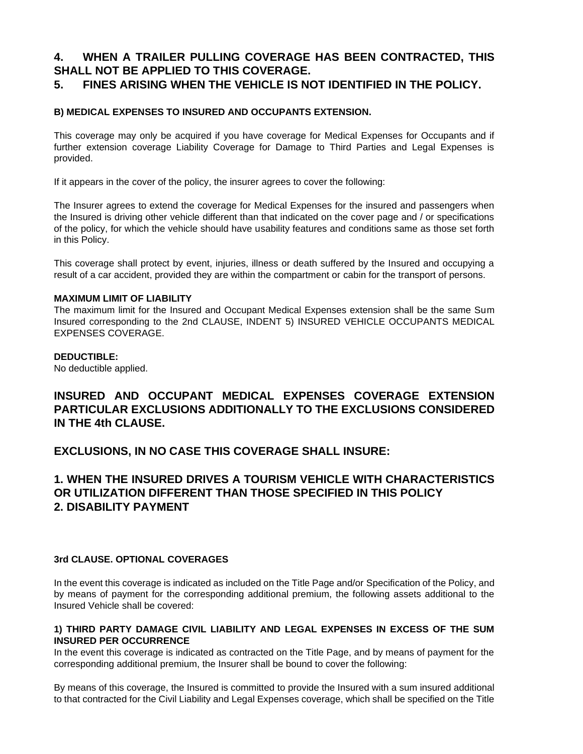**4. WHEN A TRAILER PULLING COVERAGE HAS BEEN CONTRACTED, THIS SHALL NOT BE APPLIED TO THIS COVERAGE.**

**5. FINES ARISING WHEN THE VEHICLE IS NOT IDENTIFIED IN THE POLICY.**

**B) MEDICAL EXPENSES TO INSURED AND OCCUPANTS EXTENSION.**

This coverage may only be acquired if you have coverage for Medical Expenses for Occupants and if further extension coverage Liability Coverage for Damage to Third Parties and Legal Expenses is provided.

If it appears in the cover of the policy, the insurer agrees to cover the following:

The Insurer agrees to extend the coverage for Medical Expenses for the insured and passengers when the Insured is driving other vehicle different than that indicated on the cover page and / or specifications of the policy, for which the vehicle should have usability features and conditions same as those set forth in this Policy.

This coverage shall protect by event, injuries, illness or death suffered by the Insured and occupying a result of a car accident, provided they are within the compartment or cabin for the transport of persons.

**MAXIMUM LIMIT OF LIABILITY**

The maximum limit for the Insured and Occupant Medical Expenses extension shall be the same Sum Insured corresponding to the 2nd CLAUSE, INDENT 5) INSURED VEHICLE OCCUPANTS MEDICAL EXPENSES COVERAGE.

**DEDUCTIBLE:**

No deductible applied.

## INSURED AND OCCUPANT MEDICAL EXPENSES COVERAGE EXTENSION PARTICULAR EXCLUSIONS ADDITIONALLY TO THE EXCLUSIONS CONSIDERED IN THE 4th CLAUSE.

## EXCLUSIONS, IN NO CASE THIS COVERAGE SHALL INSURE:

**1. WHEN THE INSURED DRIVES A TOURISM VEHICLE WITH CHARACTERISTICS OR UTILIZATION DIFFERENT THAN THOSE SPECIFIED IN THIS POLICY**

**2. DISABILITY PAYMENT**

**3rd CLAUSE. OPTIONAL COVERAGES**

In the event this coverage is indicated as included on the Title Page and/or Specification of the Policy, and by means of payment for the corresponding additional premium, the following assets additional to the Insured Vehicle shall be covered:

**1) THIRD PARTY DAMAGE CIVIL LIABILITY AND LEGAL EXPENSES IN EXCESS OF THE SUM INSURED PER OCCURRENCE**

In the event this coverage is indicated as contracted on the Title Page, and by means of payment for the corresponding additional premium, the Insurer shall be bound to cover the following:

By means of this coverage, the Insured is committed to provide the Insured with a sum insured additional to that contracted for the Civil Liability and Legal Expenses coverage, which shall be specified on the Title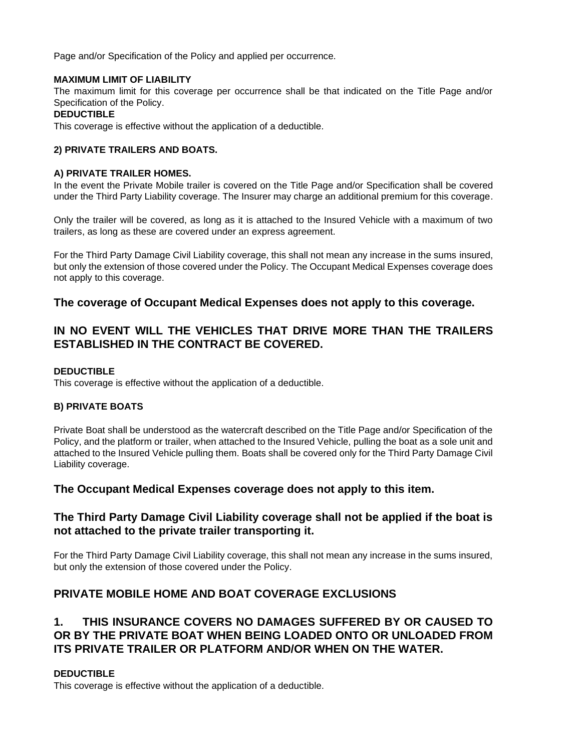Page and/or Specification of the Policy and applied per occurrence.

**MAXIMUM LIMIT OF LIABILITY**

The maximum limit for this coverage per occurrence shall be that indicated on the Title Page and/or Specification of the Policy.

**DEDUCTIBLE**

This coverage is effective without the application of a deductible.

**2) PRIVATE TRAILERS AND BOATS.**

**A) PRIVATE TRAILER HOMES.**

In the event the Private Mobile trailer is covered on the Title Page and/or Specification shall be covered under the Third Party Liability coverage. The Insurer may charge an additional premium for this coverage.

Only the trailer will be covered, as long as it is attached to the Insured Vehicle with a maximum of two trailers, as long as these are covered under an express agreement.

For the Third Party Damage Civil Liability coverage, this shall not mean any increase in the sums insured, but only the extension of those covered under the Policy. The Occupant Medical Expenses coverage does not apply to this coverage.

## The coverage of Occupant Medical Expenses does not apply to this coverage.

## IN NO EVENT WILL THE VEHICLES THAT DRIVE MORE THAN THE TRAILERS ESTABLISHED IN THE CONTRACT BE COVERED.

**DEDUCTIBLE**

This coverage is effective without the application of a deductible.

**B) PRIVATE BOATS**

Private Boat shall be understood as the watercraft described on the Title Page and/or Specification of the Policy, and the platform or trailer, when attached to the Insured Vehicle, pulling the boat as a sole unit and attached to the Insured Vehicle pulling them. Boats shall be covered only for the Third Party Damage Civil Liability coverage.

## The Occupant Medical Expenses coverage does not apply to this item.

## The Third Party Damage Civil Liability coverage shall not be applied if the boat is not attached to the private trailer transporting it.

For the Third Party Damage Civil Liability coverage, this shall not mean any increase in the sums insured, but only the extension of those covered under the Policy.

## PRIVATE MOBILE HOME AND BOAT COVERAGE EXCLUSIONS

## 1. THIS INSURANCE COVERS NO DAMAGES SUFFERED BY OR CAUSED TO OR BY THE PRIVATE BOAT WHEN BEING LOADED ONTO OR UNLOADED FROM ITS PRIVATE TRAILER OR PLATFORM AND/OR WHEN ON THE WATER.

**DEDUCTIBLE**

This coverage is effective without the application of a deductible.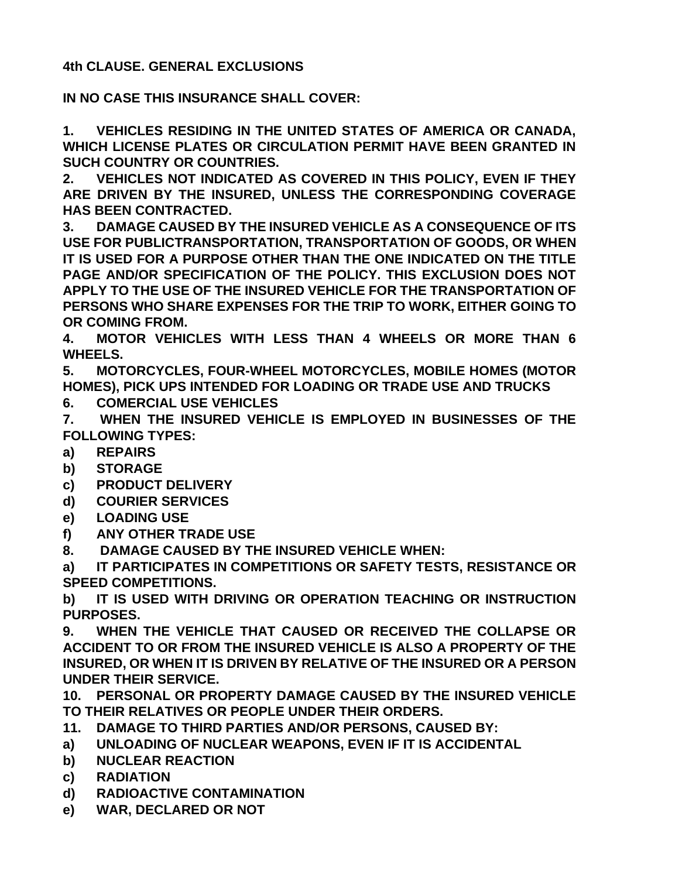**4th CLAUSE. GENERAL EXCLUSIONS**

**IN NO CASE THIS INSURANCE SHALL COVER:**

**1. VEHICLES RESIDING IN THE UNITED STATES OF AMERICA OR CANADA, WHICH LICENSE PLATES OR CIRCULATION PERMIT HAVE BEEN GRANTED IN SUCH COUNTRY OR COUNTRIES.**

**2. VEHICLES NOT INDICATED AS COVERED IN THIS POLICY, EVEN IF THEY ARE DRIVEN BY THE INSURED, UNLESS THE CORRESPONDING COVERAGE HAS BEEN CONTRACTED.**

**3. DAMAGE CAUSED BY THE INSURED VEHICLE AS A CONSEQUENCE OF ITS USE FOR PUBLICTRANSPORTATION, TRANSPORTATION OF GOODS, OR WHEN IT IS USED FOR A PURPOSE OTHER THAN THE ONE INDICATED ON THE TITLE PAGE AND/OR SPECIFICATION OF THE POLICY. THIS EXCLUSION DOES NOT APPLY TO THE USE OF THE INSURED VEHICLE FOR THE TRANSPORTATION OF PERSONS WHO SHARE EXPENSES FOR THE TRIP TO WORK, EITHER GOING TO OR COMING FROM.**

**4. MOTOR VEHICLES WITH LESS THAN 4 WHEELS OR MORE THAN 6 WHEELS.**

**5. MOTORCYCLES, FOUR-WHEEL MOTORCYCLES, MOBILE HOMES (MOTOR HOMES), PICK UPS INTENDED FOR LOADING OR TRADE USE AND TRUCKS**

**6. COMERCIAL USE VEHICLES**

**7. WHEN THE INSURED VEHICLE IS EMPLOYED IN BUSINESSES OF THE FOLLOWING TYPES:**

**a) REPAIRS**

**b) STORAGE**

**c) PRODUCT DELIVERY**

**d) COURIER SERVICES**

**e) LOADING USE**

**f) ANY OTHER TRADE USE**

**8. DAMAGE CAUSED BY THE INSURED VEHICLE WHEN:**

**a) IT PARTICIPATES IN COMPETITIONS OR SAFETY TESTS, RESISTANCE OR SPEED COMPETITIONS.**

**b) IT IS USED WITH DRIVING OR OPERATION TEACHING OR INSTRUCTION PURPOSES.**

**9. WHEN THE VEHICLE THAT CAUSED OR RECEIVED THE COLLAPSE OR ACCIDENT TO OR FROM THE INSURED VEHICLE IS ALSO A PROPERTY OF THE INSURED, OR WHEN IT IS DRIVEN BY RELATIVE OF THE INSURED OR A PERSON UNDER THEIR SERVICE.**

**10. PERSONAL OR PROPERTY DAMAGE CAUSED BY THE INSURED VEHICLE TO THEIR RELATIVES OR PEOPLE UNDER THEIR ORDERS.**

**11. DAMAGE TO THIRD PARTIES AND/OR PERSONS, CAUSED BY:**

**a) UNLOADING OF NUCLEAR WEAPONS, EVEN IF IT IS ACCIDENTAL**

**b) NUCLEAR REACTION**

**c) RADIATION**

**d) RADIOACTIVE CONTAMINATION**

**e) WAR, DECLARED OR NOT**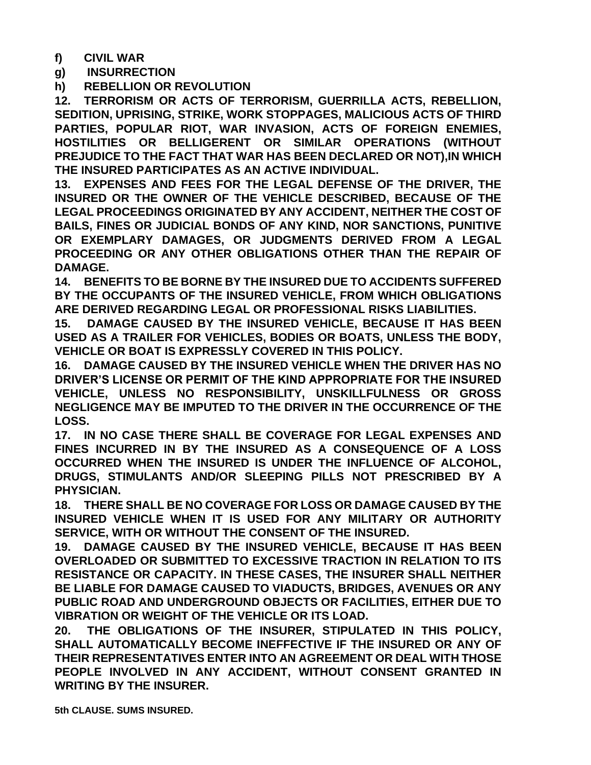**f) CIVIL WAR**

**g) INSURRECTION**

**h) REBELLION OR REVOLUTION**

**12. TERRORISM OR ACTS OF TERRORISM, GUERRILLA ACTS, REBELLION, SEDITION, UPRISING, STRIKE, WORK STOPPAGES, MALICIOUS ACTS OF THIRD PARTIES, POPULAR RIOT, WAR INVASION, ACTS OF FOREIGN ENEMIES, HOSTILITIES OR BELLIGERENT OR SIMILAR OPERATIONS (WITHOUT PREJUDICE TO THE FACT THAT WAR HAS BEEN DECLARED OR NOT),IN WHICH THE INSURED PARTICIPATES AS AN ACTIVE INDIVIDUAL.**

**13. EXPENSES AND FEES FOR THE LEGAL DEFENSE OF THE DRIVER, THE INSURED OR THE OWNER OF THE VEHICLE DESCRIBED, BECAUSE OF THE LEGAL PROCEEDINGS ORIGINATED BY ANY ACCIDENT, NEITHER THE COST OF BAILS, FINES OR JUDICIAL BONDS OF ANY KIND, NOR SANCTIONS, PUNITIVE OR EXEMPLARY DAMAGES, OR JUDGMENTS DERIVED FROM A LEGAL PROCEEDING OR ANY OTHER OBLIGATIONS OTHER THAN THE REPAIR OF DAMAGE.**

**14. BENEFITS TO BE BORNE BY THE INSURED DUE TO ACCIDENTS SUFFERED BY THE OCCUPANTS OF THE INSURED VEHICLE, FROM WHICH OBLIGATIONS ARE DERIVED REGARDING LEGAL OR PROFESSIONAL RISKS LIABILITIES.**

**15. DAMAGE CAUSED BY THE INSURED VEHICLE, BECAUSE IT HAS BEEN USED AS A TRAILER FOR VEHICLES, BODIES OR BOATS, UNLESS THE BODY, VEHICLE OR BOAT IS EXPRESSLY COVERED IN THIS POLICY.**

**16. DAMAGE CAUSED BY THE INSURED VEHICLE WHEN THE DRIVER HAS NO DRIVER'S LICENSE OR PERMIT OF THE KIND APPROPRIATE FOR THE INSURED VEHICLE, UNLESS NO RESPONSIBILITY, UNSKILLFULNESS OR GROSS NEGLIGENCE MAY BE IMPUTED TO THE DRIVER IN THE OCCURRENCE OF THE LOSS.**

**17. IN NO CASE THERE SHALL BE COVERAGE FOR LEGAL EXPENSES AND FINES INCURRED IN BY THE INSURED AS A CONSEQUENCE OF A LOSS OCCURRED WHEN THE INSURED IS UNDER THE INFLUENCE OF ALCOHOL, DRUGS, STIMULANTS AND/OR SLEEPING PILLS NOT PRESCRIBED BY A PHYSICIAN.**

**18. THERE SHALL BE NO COVERAGE FOR LOSS OR DAMAGE CAUSED BY THE INSURED VEHICLE WHEN IT IS USED FOR ANY MILITARY OR AUTHORITY SERVICE, WITH OR WITHOUT THE CONSENT OF THE INSURED.**

**19. DAMAGE CAUSED BY THE INSURED VEHICLE, BECAUSE IT HAS BEEN OVERLOADED OR SUBMITTED TO EXCESSIVE TRACTION IN RELATION TO ITS RESISTANCE OR CAPACITY. IN THESE CASES, THE INSURER SHALL NEITHER BE LIABLE FOR DAMAGE CAUSED TO VIADUCTS, BRIDGES, AVENUES OR ANY PUBLIC ROAD AND UNDERGROUND OBJECTS OR FACILITIES, EITHER DUE TO VIBRATION OR WEIGHT OF THE VEHICLE OR ITS LOAD.**

**20. THE OBLIGATIONS OF THE INSURER, STIPULATED IN THIS POLICY, SHALL AUTOMATICALLY BECOME INEFFECTIVE IF THE INSURED OR ANY OF THEIR REPRESENTATIVES ENTER INTO AN AGREEMENT OR DEAL WITH THOSE PEOPLE INVOLVED IN ANY ACCIDENT, WITHOUT CONSENT GRANTED IN WRITING BY THE INSURER.**

**5th CLAUSE. SUMS INSURED.**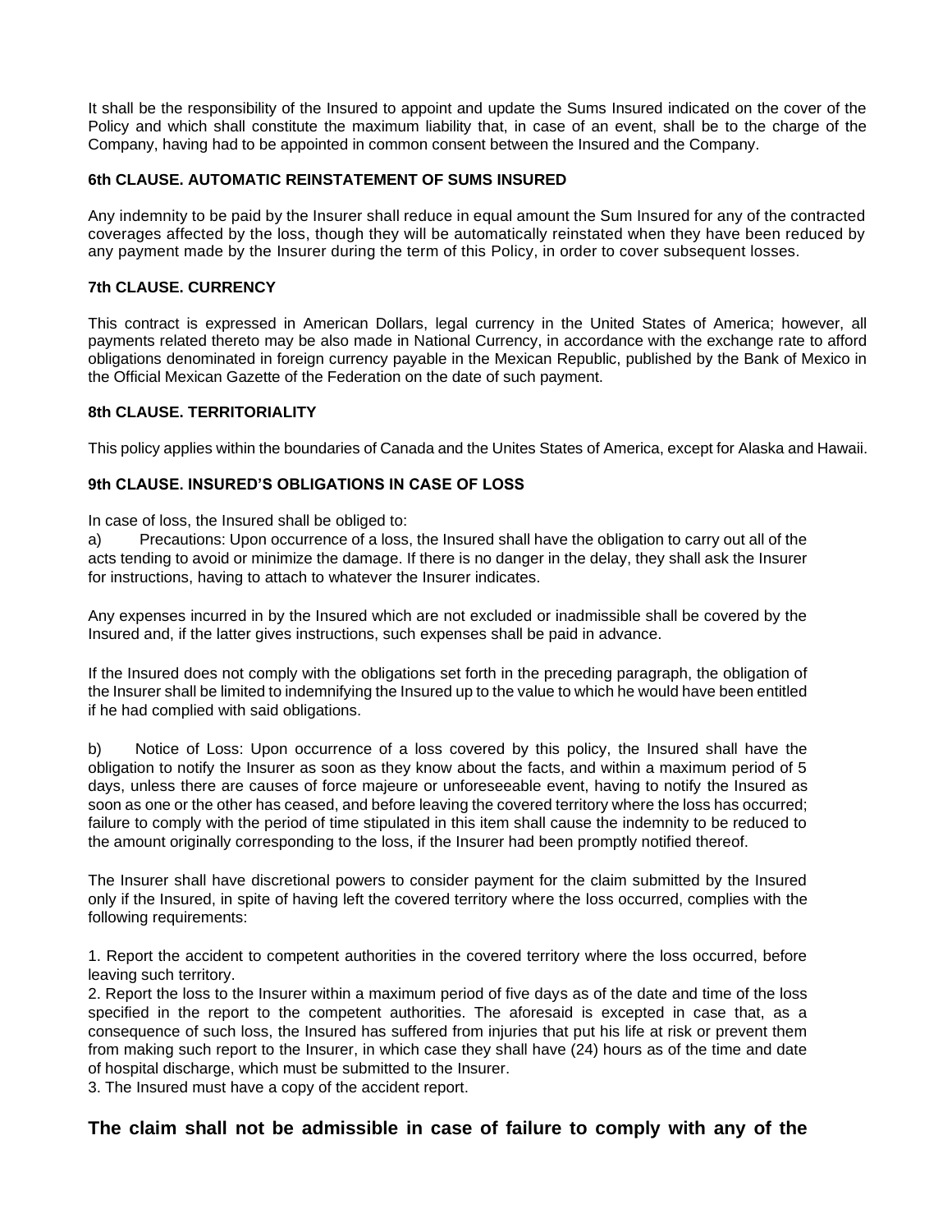It shall be the responsibility of the Insured to appoint and update the Sums Insured indicated on the cover of the Policy and which shall constitute the maximum liability that, in case of an event, shall be to the charge of the Company, having had to be appointed in common consent between the Insured and the Company.

**6th CLAUSE. AUTOMATIC REINSTATEMENT OF SUMS INSURED**

Any indemnity to be paid by the Insurer shall reduce in equal amount the Sum Insured for any of the contracted coverages affected by the loss, though they will be automatically reinstated when they have been reduced by any payment made by the Insurer during the term of this Policy, in order to cover subsequent losses.

**7th CLAUSE. CURRENCY**

This contract is expressed in American Dollars, legal currency in the United States of America; however, all payments related thereto may be also made in National Currency, in accordance with the exchange rate to afford obligations denominated in foreign currency payable in the Mexican Republic, published by the Bank of Mexico in the Official Mexican Gazette of the Federation on the date of such payment.

**8th CLAUSE. TERRITORIALITY**

This policy applies within the boundaries of Canada and the Unites States of America, except for Alaska and Hawaii.

**9th CLAUSE. INSURED'S OBLIGATIONS IN CASE OF LOSS**

In case of loss, the Insured shall be obliged to:

a) Precautions: Upon occurrence of a loss, the Insured shall have the obligation to carry out all of the acts tending to avoid or minimize the damage. If there is no danger in the delay, they shall ask the Insurer for instructions, having to attach to whatever the Insurer indicates.

Any expenses incurred in by the Insured which are not excluded or inadmissible shall be covered by the Insured and, if the latter gives instructions, such expenses shall be paid in advance.

If the Insured does not comply with the obligations set forth in the preceding paragraph, the obligation of the Insurer shall be limited to indemnifying the Insured up to the value to which he would have been entitled if he had complied with said obligations.

b) Notice of Loss: Upon occurrence of a loss covered by this policy, the Insured shall have the obligation to notify the Insurer as soon as they know about the facts, and within a maximum period of 5 days, unless there are causes of force majeure or unforeseeable event, having to notify the Insured as soon as one or the other has ceased, and before leaving the covered territory where the loss has occurred; failure to comply with the period of time stipulated in this item shall cause the indemnity to be reduced to the amount originally corresponding to the loss, if the Insurer had been promptly notified thereof.

The Insurer shall have discretional powers to consider payment for the claim submitted by the Insured only if the Insured, in spite of having left the covered territory where the loss occurred, complies with the following requirements:

1. Report the accident to competent authorities in the covered territory where the loss occurred, before leaving such territory.
2. Report the loss to the Insurer within a maximum period of five days as of the date and time of the loss specified in the report to the competent authorities. The aforesaid is excepted in case that, as a consequence of such loss, the Insured has suffered from injuries that put his life at risk or prevent them from making such report to the Insurer, in which case they shall have (24) hours as of the time and date of hospital discharge, which must be submitted to the Insurer.
3. The Insured must have a copy of the accident report.

**The claim shall not be admissible in case of failure to comply with any of the**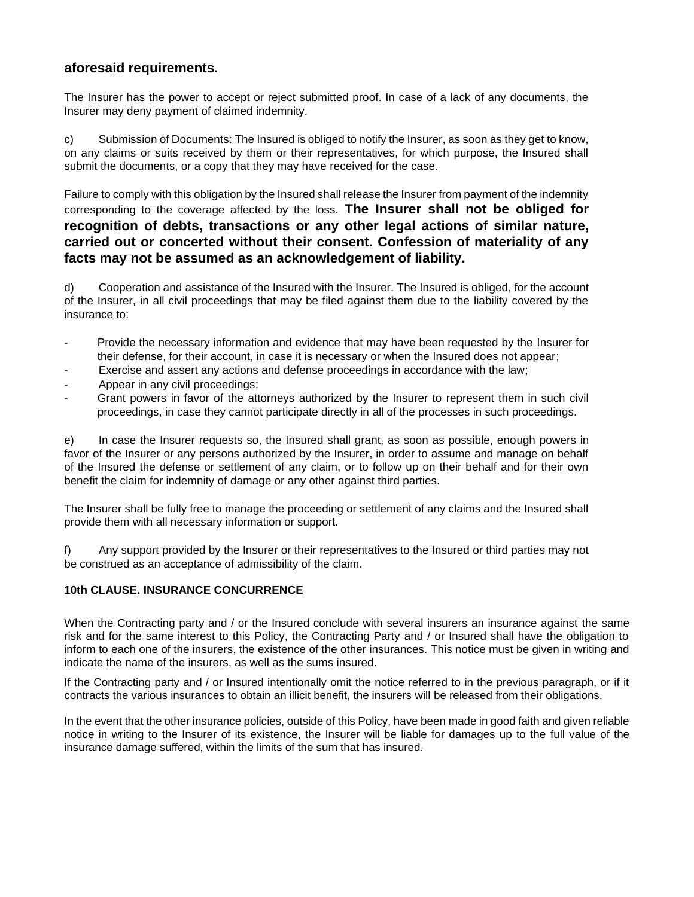**aforesaid requirements.**

The Insurer has the power to accept or reject submitted proof. In case of a lack of any documents, the Insurer may deny payment of claimed indemnity.

c) Submission of Documents: The Insured is obliged to notify the Insurer, as soon as they get to know, on any claims or suits received by them or their representatives, for which purpose, the Insured shall submit the documents, or a copy that they may have received for the case.

Failure to comply with this obligation by the Insured shall release the Insurer from payment of the indemnity corresponding to the coverage affected by the loss. **The Insurer shall not be obliged for recognition of debts, transactions or any other legal actions of similar nature, carried out or concerted without their consent. Confession of materiality of any facts may not be assumed as an acknowledgement of liability.**

d) Cooperation and assistance of the Insured with the Insurer. The Insured is obliged, for the account of the Insurer, in all civil proceedings that may be filed against them due to the liability covered by the insurance to:

- Provide the necessary information and evidence that may have been requested by the Insurer for their defense, for their account, in case it is necessary or when the Insured does not appear;
- Exercise and assert any actions and defense proceedings in accordance with the law;
- Appear in any civil proceedings;
- Grant powers in favor of the attorneys authorized by the Insurer to represent them in such civil proceedings, in case they cannot participate directly in all of the processes in such proceedings.

e) In case the Insurer requests so, the Insured shall grant, as soon as possible, enough powers in favor of the Insurer or any persons authorized by the Insurer, in order to assume and manage on behalf of the Insured the defense or settlement of any claim, or to follow up on their behalf and for their own benefit the claim for indemnity of damage or any other against third parties.

The Insurer shall be fully free to manage the proceeding or settlement of any claims and the Insured shall provide them with all necessary information or support.

f) Any support provided by the Insurer or their representatives to the Insured or third parties may not be construed as an acceptance of admissibility of the claim.

**10th CLAUSE. INSURANCE CONCURRENCE**

When the Contracting party and / or the Insured conclude with several insurers an insurance against the same risk and for the same interest to this Policy, the Contracting Party and / or Insured shall have the obligation to inform to each one of the insurers, the existence of the other insurances. This notice must be given in writing and indicate the name of the insurers, as well as the sums insured.

If the Contracting party and / or Insured intentionally omit the notice referred to in the previous paragraph, or if it contracts the various insurances to obtain an illicit benefit, the insurers will be released from their obligations.

In the event that the other insurance policies, outside of this Policy, have been made in good faith and given reliable notice in writing to the Insurer of its existence, the Insurer will be liable for damages up to the full value of the insurance damage suffered, within the limits of the sum that has insured.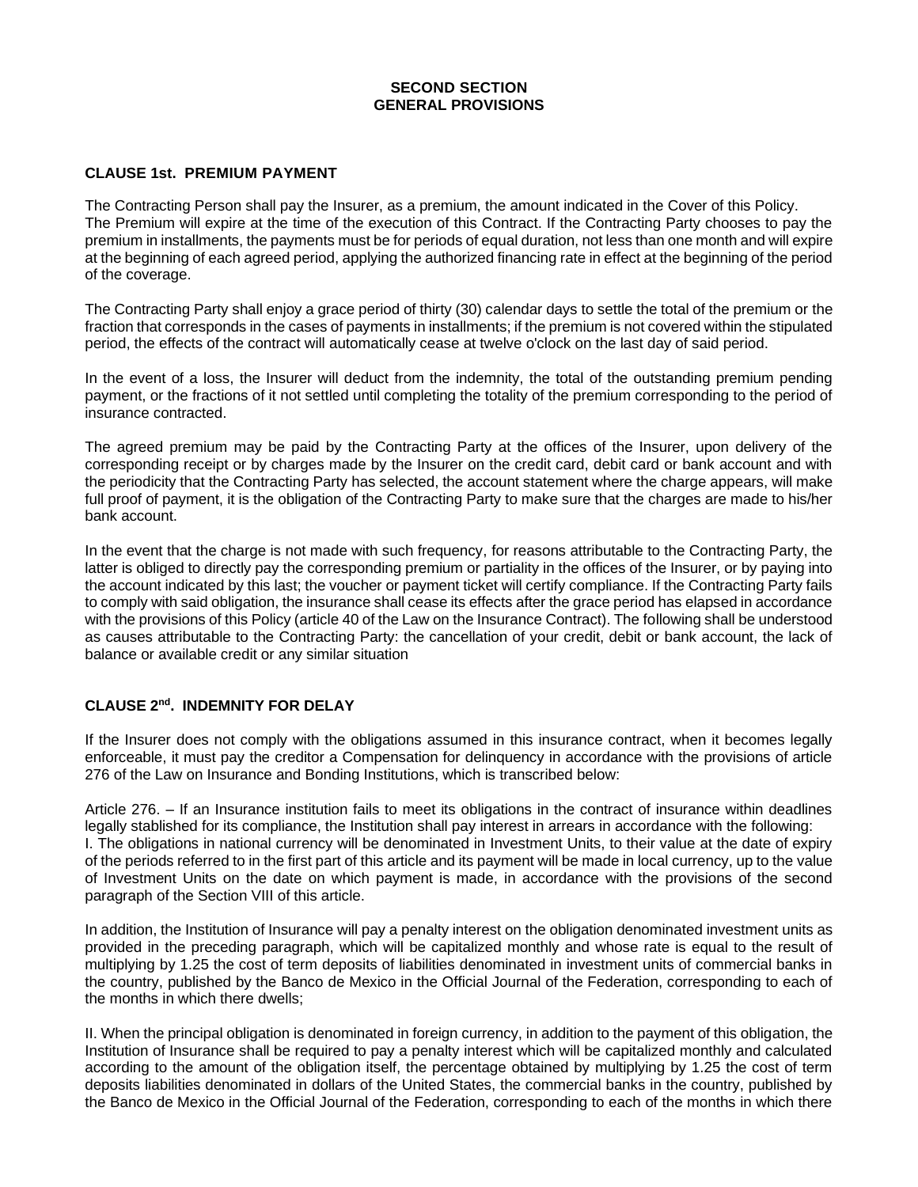## SECOND SECTION
## GENERAL PROVISIONS

### CLAUSE 1st. PREMIUM PAYMENT

The Contracting Person shall pay the Insurer, as a premium, the amount indicated in the Cover of this Policy.
The Premium will expire at the time of the execution of this Contract. If the Contracting Party chooses to pay the premium in installments, the payments must be for periods of equal duration, not less than one month and will expire at the beginning of each agreed period, applying the authorized financing rate in effect at the beginning of the period of the coverage.

The Contracting Party shall enjoy a grace period of thirty (30) calendar days to settle the total of the premium or the fraction that corresponds in the cases of payments in installments; if the premium is not covered within the stipulated period, the effects of the contract will automatically cease at twelve o'clock on the last day of said period.

In the event of a loss, the Insurer will deduct from the indemnity, the total of the outstanding premium pending payment, or the fractions of it not settled until completing the totality of the premium corresponding to the period of insurance contracted.

The agreed premium may be paid by the Contracting Party at the offices of the Insurer, upon delivery of the corresponding receipt or by charges made by the Insurer on the credit card, debit card or bank account and with the periodicity that the Contracting Party has selected, the account statement where the charge appears, will make full proof of payment, it is the obligation of the Contracting Party to make sure that the charges are made to his/her bank account.

In the event that the charge is not made with such frequency, for reasons attributable to the Contracting Party, the latter is obliged to directly pay the corresponding premium or partiality in the offices of the Insurer, or by paying into the account indicated by this last; the voucher or payment ticket will certify compliance. If the Contracting Party fails to comply with said obligation, the insurance shall cease its effects after the grace period has elapsed in accordance with the provisions of this Policy (article 40 of the Law on the Insurance Contract). The following shall be understood as causes attributable to the Contracting Party: the cancellation of your credit, debit or bank account, the lack of balance or available credit or any similar situation

### CLAUSE 2nd. INDEMNITY FOR DELAY

If the Insurer does not comply with the obligations assumed in this insurance contract, when it becomes legally enforceable, it must pay the creditor a Compensation for delinquency in accordance with the provisions of article 276 of the Law on Insurance and Bonding Institutions, which is transcribed below:

Article 276. – If an Insurance institution fails to meet its obligations in the contract of insurance within deadlines legally stablished for its compliance, the Institution shall pay interest in arrears in accordance with the following:
I. The obligations in national currency will be denominated in Investment Units, to their value at the date of expiry of the periods referred to in the first part of this article and its payment will be made in local currency, up to the value of Investment Units on the date on which payment is made, in accordance with the provisions of the second paragraph of the Section VIII of this article.

In addition, the Institution of Insurance will pay a penalty interest on the obligation denominated investment units as provided in the preceding paragraph, which will be capitalized monthly and whose rate is equal to the result of multiplying by 1.25 the cost of term deposits of liabilities denominated in investment units of commercial banks in the country, published by the Banco de Mexico in the Official Journal of the Federation, corresponding to each of the months in which there dwells;

II. When the principal obligation is denominated in foreign currency, in addition to the payment of this obligation, the Institution of Insurance shall be required to pay a penalty interest which will be capitalized monthly and calculated according to the amount of the obligation itself, the percentage obtained by multiplying by 1.25 the cost of term deposits liabilities denominated in dollars of the United States, the commercial banks in the country, published by the Banco de Mexico in the Official Journal of the Federation, corresponding to each of the months in which there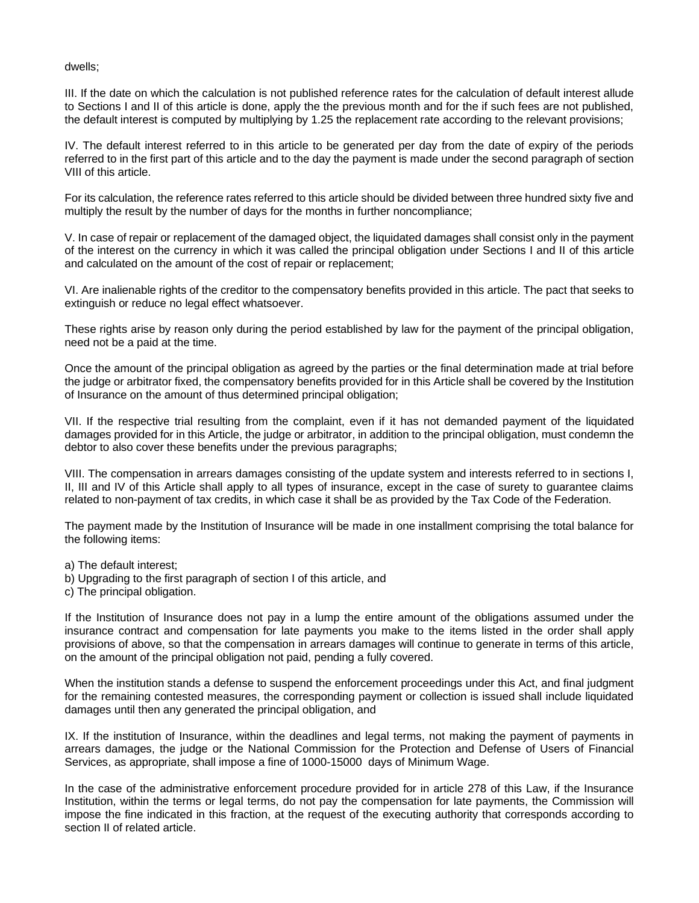dwells;

III. If the date on which the calculation is not published reference rates for the calculation of default interest allude to Sections I and II of this article is done, apply the the previous month and for the if such fees are not published, the default interest is computed by multiplying by 1.25 the replacement rate according to the relevant provisions;

IV. The default interest referred to in this article to be generated per day from the date of expiry of the periods referred to in the first part of this article and to the day the payment is made under the second paragraph of section VIII of this article.

For its calculation, the reference rates referred to this article should be divided between three hundred sixty five and multiply the result by the number of days for the months in further noncompliance;

V. In case of repair or replacement of the damaged object, the liquidated damages shall consist only in the payment of the interest on the currency in which it was called the principal obligation under Sections I and II of this article and calculated on the amount of the cost of repair or replacement;

VI. Are inalienable rights of the creditor to the compensatory benefits provided in this article. The pact that seeks to extinguish or reduce no legal effect whatsoever.

These rights arise by reason only during the period established by law for the payment of the principal obligation, need not be a paid at the time.

Once the amount of the principal obligation as agreed by the parties or the final determination made at trial before the judge or arbitrator fixed, the compensatory benefits provided for in this Article shall be covered by the Institution of Insurance on the amount of thus determined principal obligation;

VII. If the respective trial resulting from the complaint, even if it has not demanded payment of the liquidated damages provided for in this Article, the judge or arbitrator, in addition to the principal obligation, must condemn the debtor to also cover these benefits under the previous paragraphs;

VIII. The compensation in arrears damages consisting of the update system and interests referred to in sections I, II, III and IV of this Article shall apply to all types of insurance, except in the case of surety to guarantee claims related to non-payment of tax credits, in which case it shall be as provided by the Tax Code of the Federation.

The payment made by the Institution of Insurance will be made in one installment comprising the total balance for the following items:

a) The default interest;
b) Upgrading to the first paragraph of section I of this article, and
c) The principal obligation.

If the Institution of Insurance does not pay in a lump the entire amount of the obligations assumed under the insurance contract and compensation for late payments you make to the items listed in the order shall apply provisions of above, so that the compensation in arrears damages will continue to generate in terms of this article, on the amount of the principal obligation not paid, pending a fully covered.

When the institution stands a defense to suspend the enforcement proceedings under this Act, and final judgment for the remaining contested measures, the corresponding payment or collection is issued shall include liquidated damages until then any generated the principal obligation, and

IX. If the institution of Insurance, within the deadlines and legal terms, not making the payment of payments in arrears damages, the judge or the National Commission for the Protection and Defense of Users of Financial Services, as appropriate, shall impose a fine of 1000-15000 days of Minimum Wage.

In the case of the administrative enforcement procedure provided for in article 278 of this Law, if the Insurance Institution, within the terms or legal terms, do not pay the compensation for late payments, the Commission will impose the fine indicated in this fraction, at the request of the executing authority that corresponds according to section II of related article.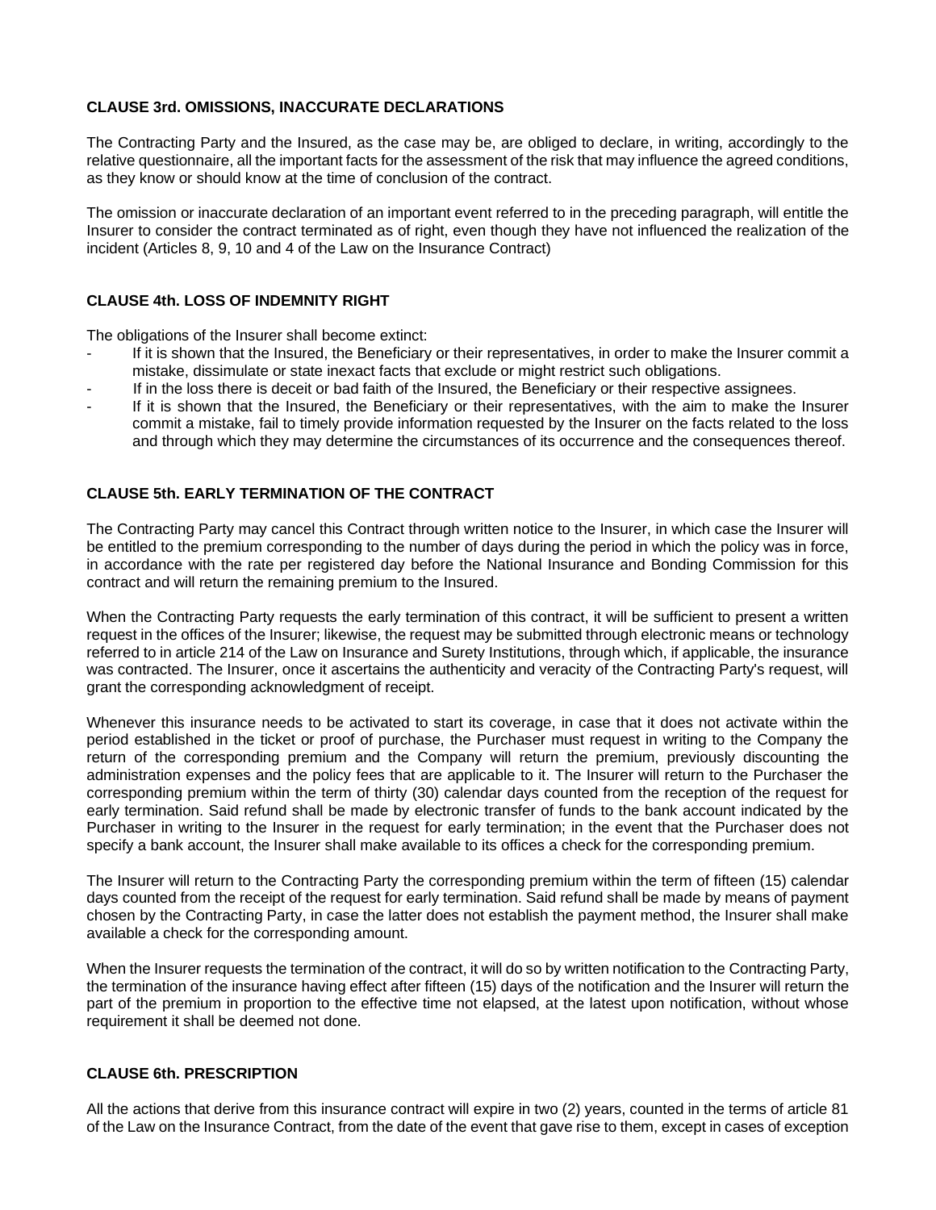**CLAUSE 3rd. OMISSIONS, INACCURATE DECLARATIONS**

The Contracting Party and the Insured, as the case may be, are obliged to declare, in writing, accordingly to the relative questionnaire, all the important facts for the assessment of the risk that may influence the agreed conditions, as they know or should know at the time of conclusion of the contract.

The omission or inaccurate declaration of an important event referred to in the preceding paragraph, will entitle the Insurer to consider the contract terminated as of right, even though they have not influenced the realization of the incident (Articles 8, 9, 10 and 4 of the Law on the Insurance Contract)

**CLAUSE 4th. LOSS OF INDEMNITY RIGHT**

The obligations of the Insurer shall become extinct:

- If it is shown that the Insured, the Beneficiary or their representatives, in order to make the Insurer commit a mistake, dissimulate or state inexact facts that exclude or might restrict such obligations.
- If in the loss there is deceit or bad faith of the Insured, the Beneficiary or their respective assignees.
- If it is shown that the Insured, the Beneficiary or their representatives, with the aim to make the Insurer commit a mistake, fail to timely provide information requested by the Insurer on the facts related to the loss and through which they may determine the circumstances of its occurrence and the consequences thereof.

**CLAUSE 5th. EARLY TERMINATION OF THE CONTRACT**

The Contracting Party may cancel this Contract through written notice to the Insurer, in which case the Insurer will be entitled to the premium corresponding to the number of days during the period in which the policy was in force, in accordance with the rate per registered day before the National Insurance and Bonding Commission for this contract and will return the remaining premium to the Insured.

When the Contracting Party requests the early termination of this contract, it will be sufficient to present a written request in the offices of the Insurer; likewise, the request may be submitted through electronic means or technology referred to in article 214 of the Law on Insurance and Surety Institutions, through which, if applicable, the insurance was contracted. The Insurer, once it ascertains the authenticity and veracity of the Contracting Party's request, will grant the corresponding acknowledgment of receipt.

Whenever this insurance needs to be activated to start its coverage, in case that it does not activate within the period established in the ticket or proof of purchase, the Purchaser must request in writing to the Company the return of the corresponding premium and the Company will return the premium, previously discounting the administration expenses and the policy fees that are applicable to it. The Insurer will return to the Purchaser the corresponding premium within the term of thirty (30) calendar days counted from the reception of the request for early termination. Said refund shall be made by electronic transfer of funds to the bank account indicated by the Purchaser in writing to the Insurer in the request for early termination; in the event that the Purchaser does not specify a bank account, the Insurer shall make available to its offices a check for the corresponding premium.

The Insurer will return to the Contracting Party the corresponding premium within the term of fifteen (15) calendar days counted from the receipt of the request for early termination. Said refund shall be made by means of payment chosen by the Contracting Party, in case the latter does not establish the payment method, the Insurer shall make available a check for the corresponding amount.

When the Insurer requests the termination of the contract, it will do so by written notification to the Contracting Party, the termination of the insurance having effect after fifteen (15) days of the notification and the Insurer will return the part of the premium in proportion to the effective time not elapsed, at the latest upon notification, without whose requirement it shall be deemed not done.

**CLAUSE 6th. PRESCRIPTION**

All the actions that derive from this insurance contract will expire in two (2) years, counted in the terms of article 81 of the Law on the Insurance Contract, from the date of the event that gave rise to them, except in cases of exception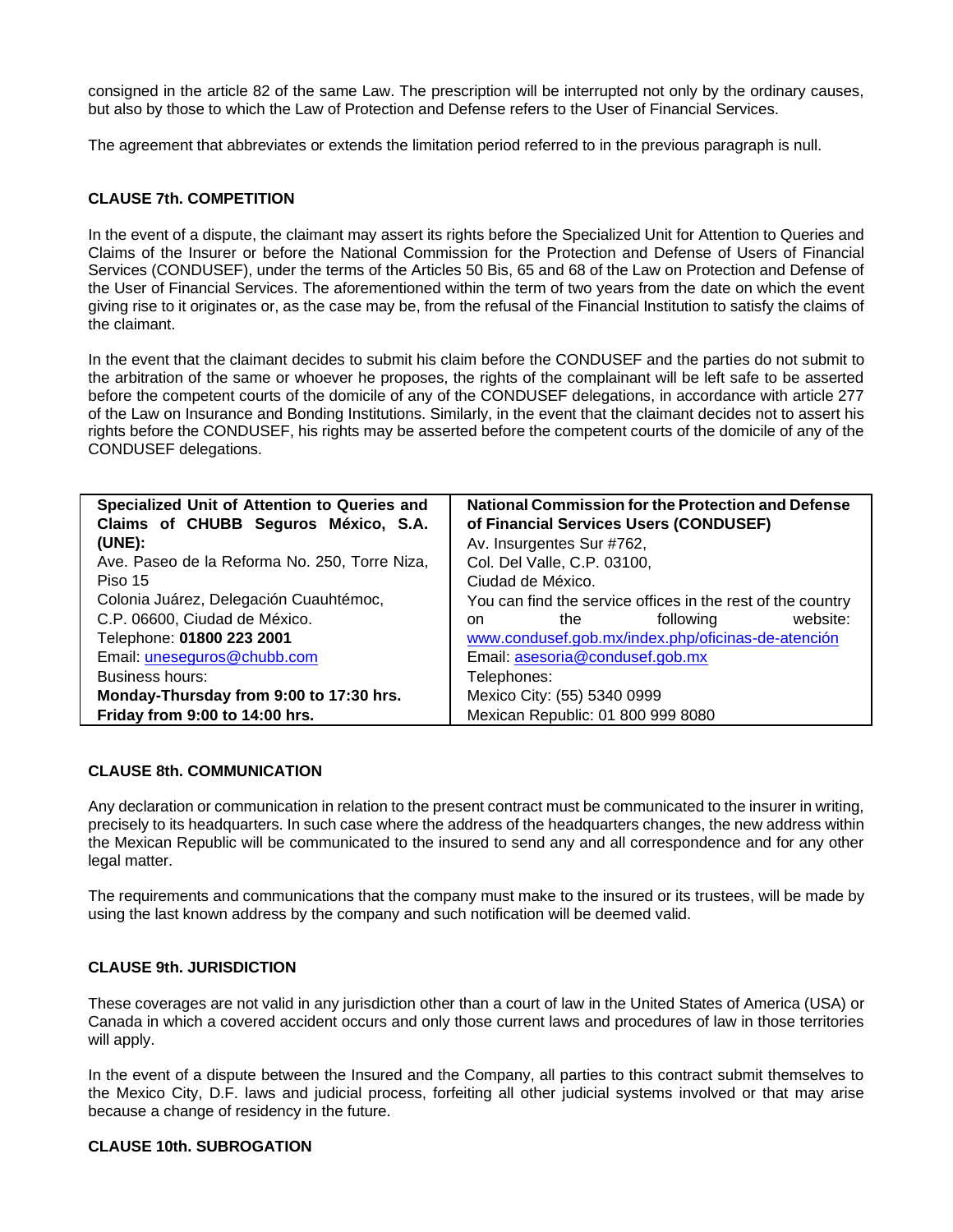consigned in the article 82 of the same Law. The prescription will be interrupted not only by the ordinary causes, but also by those to which the Law of Protection and Defense refers to the User of Financial Services.

The agreement that abbreviates or extends the limitation period referred to in the previous paragraph is null.

**CLAUSE 7th. COMPETITION**

In the event of a dispute, the claimant may assert its rights before the Specialized Unit for Attention to Queries and Claims of the Insurer or before the National Commission for the Protection and Defense of Users of Financial Services (CONDUSEF), under the terms of the Articles 50 Bis, 65 and 68 of the Law on Protection and Defense of the User of Financial Services. The aforementioned within the term of two years from the date on which the event giving rise to it originates or, as the case may be, from the refusal of the Financial Institution to satisfy the claims of the claimant.

In the event that the claimant decides to submit his claim before the CONDUSEF and the parties do not submit to the arbitration of the same or whoever he proposes, the rights of the complainant will be left safe to be asserted before the competent courts of the domicile of any of the CONDUSEF delegations, in accordance with article 277 of the Law on Insurance and Bonding Institutions. Similarly, in the event that the claimant decides not to assert his rights before the CONDUSEF, his rights may be asserted before the competent courts of the domicile of any of the CONDUSEF delegations.

| **Specialized Unit of Attention to Queries and Claims of CHUBB Seguros México, S.A. (UNE):** | **National Commission for the Protection and Defense of Financial Services Users (CONDUSEF)** |
|---|---|
| Ave. Paseo de la Reforma No. 250, Torre Niza, Piso 15<br>Colonia Juárez, Delegación Cuauhtémoc,<br>C.P. 06600, Ciudad de México.<br>Telephone: **01800 223 2001**<br>Email: unesequros@chubb.com<br>Business hours:<br>**Monday-Thursday from 9:00 to 17:30 hrs.**<br>**Friday from 9:00 to 14:00 hrs.** | Av. Insurgentes Sur #762,<br>Col. Del Valle, C.P. 03100,<br>Ciudad de México.<br>You can find the service offices in the rest of the country on the following website: www.condusef.gob.mx/index.php/oficinas-de-atención<br>Email: asesoria@condusef.gob.mx<br>Telephones:<br>Mexico City: (55) 5340 0999<br>Mexican Republic: 01 800 999 8080 |

**CLAUSE 8th. COMMUNICATION**

Any declaration or communication in relation to the present contract must be communicated to the insurer in writing, precisely to its headquarters. In such case where the address of the headquarters changes, the new address within the Mexican Republic will be communicated to the insured to send any and all correspondence and for any other legal matter.

The requirements and communications that the company must make to the insured or its trustees, will be made by using the last known address by the company and such notification will be deemed valid.

**CLAUSE 9th. JURISDICTION**

These coverages are not valid in any jurisdiction other than a court of law in the United States of America (USA) or Canada in which a covered accident occurs and only those current laws and procedures of law in those territories will apply.

In the event of a dispute between the Insured and the Company, all parties to this contract submit themselves to the Mexico City, D.F. laws and judicial process, forfeiting all other judicial systems involved or that may arise because a change of residency in the future.

**CLAUSE 10th. SUBROGATION**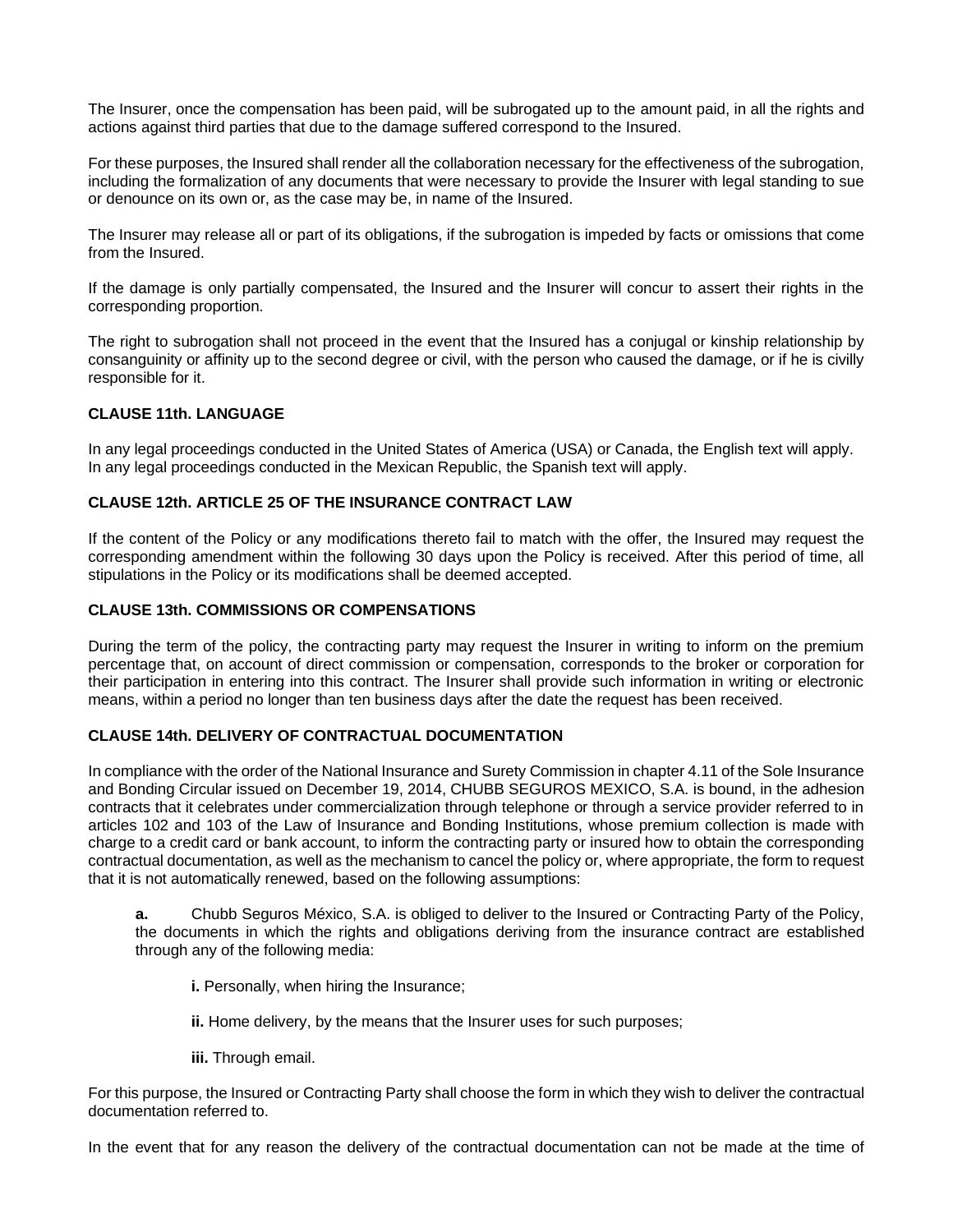The Insurer, once the compensation has been paid, will be subrogated up to the amount paid, in all the rights and actions against third parties that due to the damage suffered correspond to the Insured.

For these purposes, the Insured shall render all the collaboration necessary for the effectiveness of the subrogation, including the formalization of any documents that were necessary to provide the Insurer with legal standing to sue or denounce on its own or, as the case may be, in name of the Insured.

The Insurer may release all or part of its obligations, if the subrogation is impeded by facts or omissions that come from the Insured.

If the damage is only partially compensated, the Insured and the Insurer will concur to assert their rights in the corresponding proportion.

The right to subrogation shall not proceed in the event that the Insured has a conjugal or kinship relationship by consanguinity or affinity up to the second degree or civil, with the person who caused the damage, or if he is civilly responsible for it.

**CLAUSE 11th. LANGUAGE**

In any legal proceedings conducted in the United States of America (USA) or Canada, the English text will apply. In any legal proceedings conducted in the Mexican Republic, the Spanish text will apply.

**CLAUSE 12th. ARTICLE 25 OF THE INSURANCE CONTRACT LAW**

If the content of the Policy or any modifications thereto fail to match with the offer, the Insured may request the corresponding amendment within the following 30 days upon the Policy is received. After this period of time, all stipulations in the Policy or its modifications shall be deemed accepted.

**CLAUSE 13th. COMMISSIONS OR COMPENSATIONS**

During the term of the policy, the contracting party may request the Insurer in writing to inform on the premium percentage that, on account of direct commission or compensation, corresponds to the broker or corporation for their participation in entering into this contract. The Insurer shall provide such information in writing or electronic means, within a period no longer than ten business days after the date the request has been received.

**CLAUSE 14th. DELIVERY OF CONTRACTUAL DOCUMENTATION**

In compliance with the order of the National Insurance and Surety Commission in chapter 4.11 of the Sole Insurance and Bonding Circular issued on December 19, 2014, CHUBB SEGUROS MEXICO, S.A. is bound, in the adhesion contracts that it celebrates under commercialization through telephone or through a service provider referred to in articles 102 and 103 of the Law of Insurance and Bonding Institutions, whose premium collection is made with charge to a credit card or bank account, to inform the contracting party or insured how to obtain the corresponding contractual documentation, as well as the mechanism to cancel the policy or, where appropriate, the form to request that it is not automatically renewed, based on the following assumptions:

**a.** Chubb Seguros México, S.A. is obliged to deliver to the Insured or Contracting Party of the Policy, the documents in which the rights and obligations deriving from the insurance contract are established through any of the following media:

- **i.** Personally, when hiring the Insurance;
- **ii.** Home delivery, by the means that the Insurer uses for such purposes;
- **iii.** Through email.

For this purpose, the Insured or Contracting Party shall choose the form in which they wish to deliver the contractual documentation referred to.

In the event that for any reason the delivery of the contractual documentation can not be made at the time of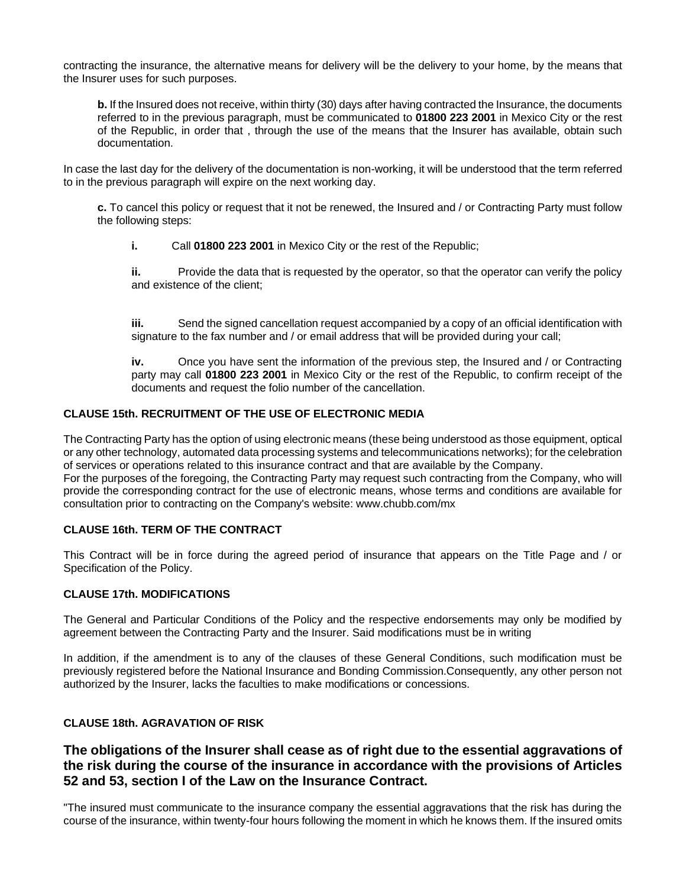contracting the insurance, the alternative means for delivery will be the delivery to your home, by the means that the Insurer uses for such purposes.

**b.** If the Insured does not receive, within thirty (30) days after having contracted the Insurance, the documents referred to in the previous paragraph, must be communicated to **01800 223 2001** in Mexico City or the rest of the Republic, in order that , through the use of the means that the Insurer has available, obtain such documentation.

In case the last day for the delivery of the documentation is non-working, it will be understood that the term referred to in the previous paragraph will expire on the next working day.

**c.** To cancel this policy or request that it not be renewed, the Insured and / or Contracting Party must follow the following steps:

**i.** Call **01800 223 2001** in Mexico City or the rest of the Republic;

**ii.** Provide the data that is requested by the operator, so that the operator can verify the policy and existence of the client;

**iii.** Send the signed cancellation request accompanied by a copy of an official identification with signature to the fax number and / or email address that will be provided during your call;

**iv.** Once you have sent the information of the previous step, the Insured and / or Contracting party may call **01800 223 2001** in Mexico City or the rest of the Republic, to confirm receipt of the documents and request the folio number of the cancellation.

**CLAUSE 15th. RECRUITMENT OF THE USE OF ELECTRONIC MEDIA**

The Contracting Party has the option of using electronic means (these being understood as those equipment, optical or any other technology, automated data processing systems and telecommunications networks); for the celebration of services or operations related to this insurance contract and that are available by the Company.
For the purposes of the foregoing, the Contracting Party may request such contracting from the Company, who will provide the corresponding contract for the use of electronic means, whose terms and conditions are available for consultation prior to contracting on the Company's website: www.chubb.com/mx

**CLAUSE 16th. TERM OF THE CONTRACT**

This Contract will be in force during the agreed period of insurance that appears on the Title Page and / or Specification of the Policy.

**CLAUSE 17th. MODIFICATIONS**

The General and Particular Conditions of the Policy and the respective endorsements may only be modified by agreement between the Contracting Party and the Insurer. Said modifications must be in writing

In addition, if the amendment is to any of the clauses of these General Conditions, such modification must be previously registered before the National Insurance and Bonding Commission.Consequently, any other person not authorized by the Insurer, lacks the faculties to make modifications or concessions.

**CLAUSE 18th. AGRAVATION OF RISK**

**The obligations of the Insurer shall cease as of right due to the essential aggravations of the risk during the course of the insurance in accordance with the provisions of Articles 52 and 53, section I of the Law on the Insurance Contract.**

"The insured must communicate to the insurance company the essential aggravations that the risk has during the course of the insurance, within twenty-four hours following the moment in which he knows them. If the insured omits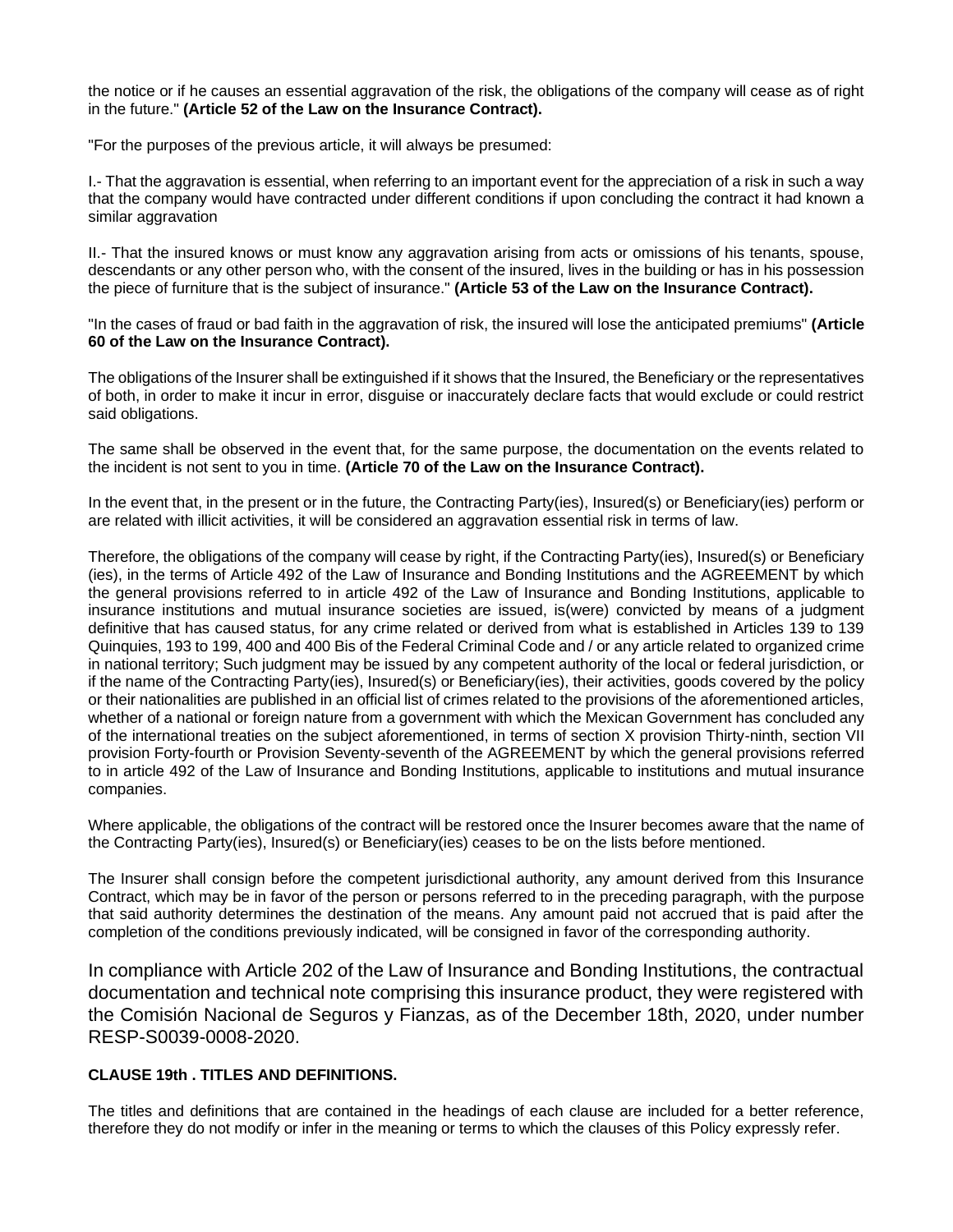the notice or if he causes an essential aggravation of the risk, the obligations of the company will cease as of right in the future." **(Article 52 of the Law on the Insurance Contract).**

"For the purposes of the previous article, it will always be presumed:

I.- That the aggravation is essential, when referring to an important event for the appreciation of a risk in such a way that the company would have contracted under different conditions if upon concluding the contract it had known a similar aggravation

II.- That the insured knows or must know any aggravation arising from acts or omissions of his tenants, spouse, descendants or any other person who, with the consent of the insured, lives in the building or has in his possession the piece of furniture that is the subject of insurance." **(Article 53 of the Law on the Insurance Contract).**

"In the cases of fraud or bad faith in the aggravation of risk, the insured will lose the anticipated premiums" **(Article 60 of the Law on the Insurance Contract).**

The obligations of the Insurer shall be extinguished if it shows that the Insured, the Beneficiary or the representatives of both, in order to make it incur in error, disguise or inaccurately declare facts that would exclude or could restrict said obligations.

The same shall be observed in the event that, for the same purpose, the documentation on the events related to the incident is not sent to you in time. **(Article 70 of the Law on the Insurance Contract).**

In the event that, in the present or in the future, the Contracting Party(ies), Insured(s) or Beneficiary(ies) perform or are related with illicit activities, it will be considered an aggravation essential risk in terms of law.

Therefore, the obligations of the company will cease by right, if the Contracting Party(ies), Insured(s) or Beneficiary (ies), in the terms of Article 492 of the Law of Insurance and Bonding Institutions and the AGREEMENT by which the general provisions referred to in article 492 of the Law of Insurance and Bonding Institutions, applicable to insurance institutions and mutual insurance societies are issued, is(were) convicted by means of a judgment definitive that has caused status, for any crime related or derived from what is established in Articles 139 to 139 Quinquies, 193 to 199, 400 and 400 Bis of the Federal Criminal Code and / or any article related to organized crime in national territory; Such judgment may be issued by any competent authority of the local or federal jurisdiction, or if the name of the Contracting Party(ies), Insured(s) or Beneficiary(ies), their activities, goods covered by the policy or their nationalities are published in an official list of crimes related to the provisions of the aforementioned articles, whether of a national or foreign nature from a government with which the Mexican Government has concluded any of the international treaties on the subject aforementioned, in terms of section X provision Thirty-ninth, section VII provision Forty-fourth or Provision Seventy-seventh of the AGREEMENT by which the general provisions referred to in article 492 of the Law of Insurance and Bonding Institutions, applicable to institutions and mutual insurance companies.

Where applicable, the obligations of the contract will be restored once the Insurer becomes aware that the name of the Contracting Party(ies), Insured(s) or Beneficiary(ies) ceases to be on the lists before mentioned.

The Insurer shall consign before the competent jurisdictional authority, any amount derived from this Insurance Contract, which may be in favor of the person or persons referred to in the preceding paragraph, with the purpose that said authority determines the destination of the means. Any amount paid not accrued that is paid after the completion of the conditions previously indicated, will be consigned in favor of the corresponding authority.

In compliance with Article 202 of the Law of Insurance and Bonding Institutions, the contractual documentation and technical note comprising this insurance product, they were registered with the Comisión Nacional de Seguros y Fianzas, as of the December 18th, 2020, under number RESP-S0039-0008-2020.

**CLAUSE 19th . TITLES AND DEFINITIONS.**

The titles and definitions that are contained in the headings of each clause are included for a better reference, therefore they do not modify or infer in the meaning or terms to which the clauses of this Policy expressly refer.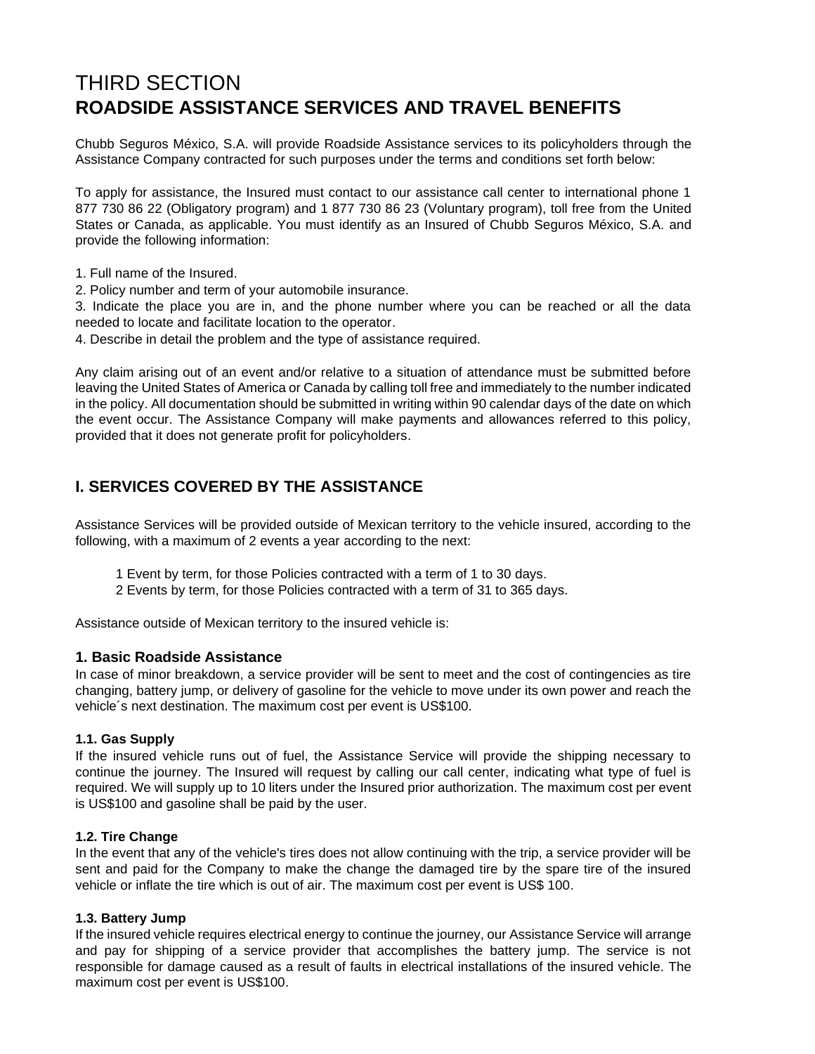# THIRD SECTION
# ROADSIDE ASSISTANCE SERVICES AND TRAVEL BENEFITS

Chubb Seguros México, S.A. will provide Roadside Assistance services to its policyholders through the Assistance Company contracted for such purposes under the terms and conditions set forth below:

To apply for assistance, the Insured must contact to our assistance call center to international phone 1 877 730 86 22 (Obligatory program) and 1 877 730 86 23 (Voluntary program), toll free from the United States or Canada, as applicable. You must identify as an Insured of Chubb Seguros México, S.A. and provide the following information:

1. Full name of the Insured.
2. Policy number and term of your automobile insurance.
3. Indicate the place you are in, and the phone number where you can be reached or all the data needed to locate and facilitate location to the operator.
4. Describe in detail the problem and the type of assistance required.

Any claim arising out of an event and/or relative to a situation of attendance must be submitted before leaving the United States of America or Canada by calling toll free and immediately to the number indicated in the policy. All documentation should be submitted in writing within 90 calendar days of the date on which the event occur. The Assistance Company will make payments and allowances referred to this policy, provided that it does not generate profit for policyholders.

## I. SERVICES COVERED BY THE ASSISTANCE

Assistance Services will be provided outside of Mexican territory to the vehicle insured, according to the following, with a maximum of 2 events a year according to the next:

1 Event by term, for those Policies contracted with a term of 1 to 30 days.
2 Events by term, for those Policies contracted with a term of 31 to 365 days.

Assistance outside of Mexican territory to the insured vehicle is:

### 1. Basic Roadside Assistance

In case of minor breakdown, a service provider will be sent to meet and the cost of contingencies as tire changing, battery jump, or delivery of gasoline for the vehicle to move under its own power and reach the vehicle´s next destination. The maximum cost per event is US$100.

#### 1.1. Gas Supply

If the insured vehicle runs out of fuel, the Assistance Service will provide the shipping necessary to continue the journey. The Insured will request by calling our call center, indicating what type of fuel is required. We will supply up to 10 liters under the Insured prior authorization. The maximum cost per event is US$100 and gasoline shall be paid by the user.

#### 1.2. Tire Change

In the event that any of the vehicle's tires does not allow continuing with the trip, a service provider will be sent and paid for the Company to make the change the damaged tire by the spare tire of the insured vehicle or inflate the tire which is out of air. The maximum cost per event is US$ 100.

#### 1.3. Battery Jump

If the insured vehicle requires electrical energy to continue the journey, our Assistance Service will arrange and pay for shipping of a service provider that accomplishes the battery jump. The service is not responsible for damage caused as a result of faults in electrical installations of the insured vehicle. The maximum cost per event is US$100.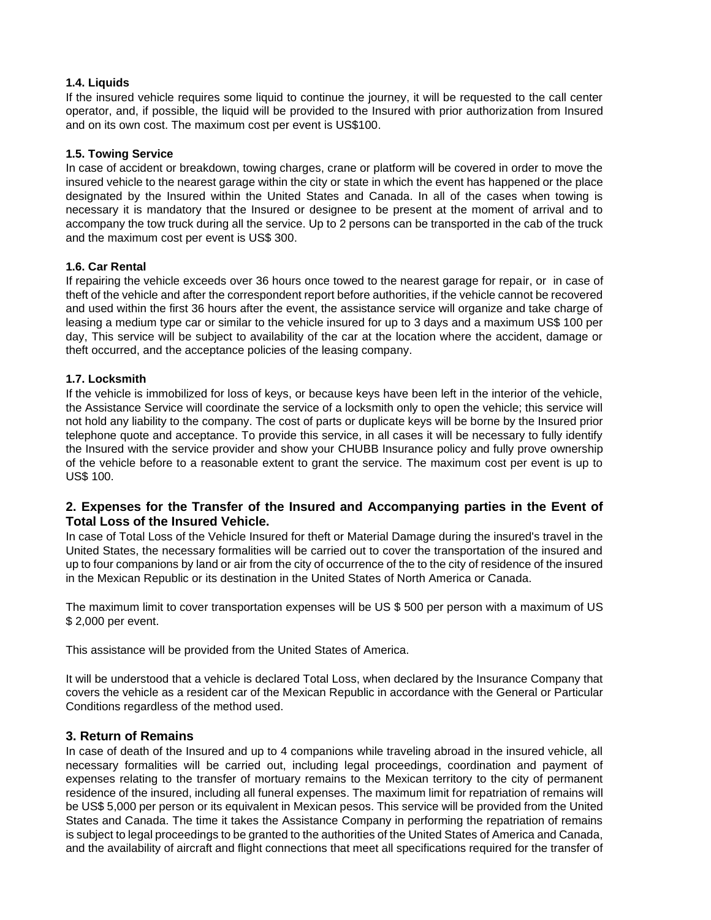**1.4. Liquids**

If the insured vehicle requires some liquid to continue the journey, it will be requested to the call center operator, and, if possible, the liquid will be provided to the Insured with prior authorization from Insured and on its own cost. The maximum cost per event is US$100.

**1.5. Towing Service**

In case of accident or breakdown, towing charges, crane or platform will be covered in order to move the insured vehicle to the nearest garage within the city or state in which the event has happened or the place designated by the Insured within the United States and Canada. In all of the cases when towing is necessary it is mandatory that the Insured or designee to be present at the moment of arrival and to accompany the tow truck during all the service. Up to 2 persons can be transported in the cab of the truck and the maximum cost per event is US$ 300.

**1.6. Car Rental**

If repairing the vehicle exceeds over 36 hours once towed to the nearest garage for repair, or in case of theft of the vehicle and after the correspondent report before authorities, if the vehicle cannot be recovered and used within the first 36 hours after the event, the assistance service will organize and take charge of leasing a medium type car or similar to the vehicle insured for up to 3 days and a maximum US$ 100 per day, This service will be subject to availability of the car at the location where the accident, damage or theft occurred, and the acceptance policies of the leasing company.

**1.7. Locksmith**

If the vehicle is immobilized for loss of keys, or because keys have been left in the interior of the vehicle, the Assistance Service will coordinate the service of a locksmith only to open the vehicle; this service will not hold any liability to the company. The cost of parts or duplicate keys will be borne by the Insured prior telephone quote and acceptance. To provide this service, in all cases it will be necessary to fully identify the Insured with the service provider and show your CHUBB Insurance policy and fully prove ownership of the vehicle before to a reasonable extent to grant the service. The maximum cost per event is up to US$ 100.

## 2. Expenses for the Transfer of the Insured and Accompanying parties in the Event of Total Loss of the Insured Vehicle.

In case of Total Loss of the Vehicle Insured for theft or Material Damage during the insured's travel in the United States, the necessary formalities will be carried out to cover the transportation of the insured and up to four companions by land or air from the city of occurrence of the to the city of residence of the insured in the Mexican Republic or its destination in the United States of North America or Canada.

The maximum limit to cover transportation expenses will be US $ 500 per person with a maximum of US $ 2,000 per event.

This assistance will be provided from the United States of America.

It will be understood that a vehicle is declared Total Loss, when declared by the Insurance Company that covers the vehicle as a resident car of the Mexican Republic in accordance with the General or Particular Conditions regardless of the method used.

## 3. Return of Remains

In case of death of the Insured and up to 4 companions while traveling abroad in the insured vehicle, all necessary formalities will be carried out, including legal proceedings, coordination and payment of expenses relating to the transfer of mortuary remains to the Mexican territory to the city of permanent residence of the insured, including all funeral expenses. The maximum limit for repatriation of remains will be US$ 5,000 per person or its equivalent in Mexican pesos. This service will be provided from the United States and Canada. The time it takes the Assistance Company in performing the repatriation of remains is subject to legal proceedings to be granted to the authorities of the United States of America and Canada, and the availability of aircraft and flight connections that meet all specifications required for the transfer of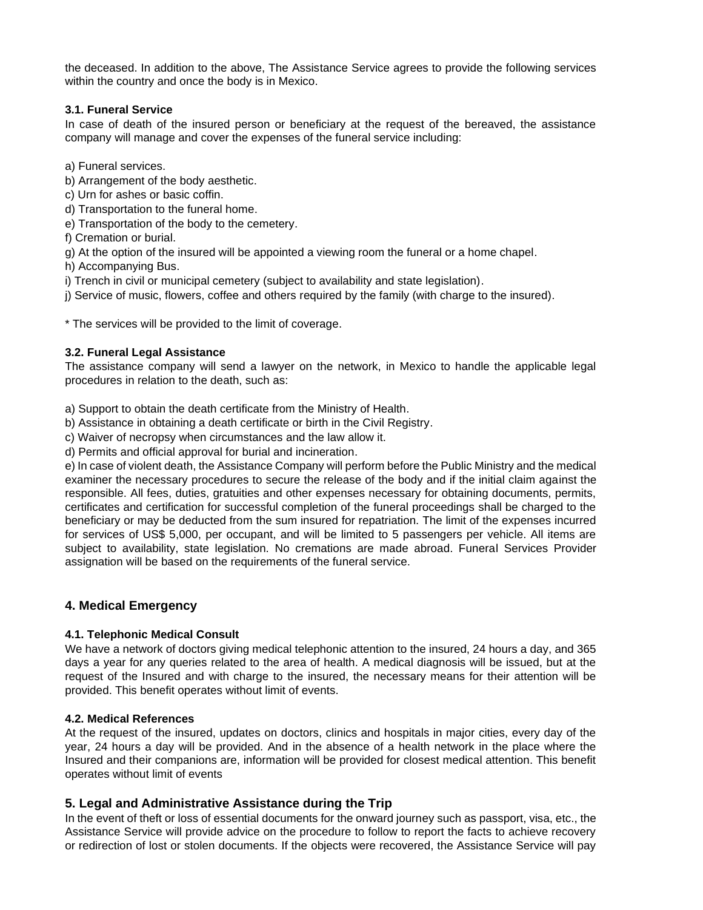the deceased. In addition to the above, The Assistance Service agrees to provide the following services within the country and once the body is in Mexico.

**3.1. Funeral Service**

In case of death of the insured person or beneficiary at the request of the bereaved, the assistance company will manage and cover the expenses of the funeral service including:

a) Funeral services.
b) Arrangement of the body aesthetic.
c) Urn for ashes or basic coffin.
d) Transportation to the funeral home.
e) Transportation of the body to the cemetery.
f) Cremation or burial.
g) At the option of the insured will be appointed a viewing room the funeral or a home chapel.
h) Accompanying Bus.
i) Trench in civil or municipal cemetery (subject to availability and state legislation).
j) Service of music, flowers, coffee and others required by the family (with charge to the insured).

* The services will be provided to the limit of coverage.

**3.2. Funeral Legal Assistance**

The assistance company will send a lawyer on the network, in Mexico to handle the applicable legal procedures in relation to the death, such as:

a) Support to obtain the death certificate from the Ministry of Health.
b) Assistance in obtaining a death certificate or birth in the Civil Registry.
c) Waiver of necropsy when circumstances and the law allow it.
d) Permits and official approval for burial and incineration.
e) In case of violent death, the Assistance Company will perform before the Public Ministry and the medical examiner the necessary procedures to secure the release of the body and if the initial claim against the responsible. All fees, duties, gratuities and other expenses necessary for obtaining documents, permits, certificates and certification for successful completion of the funeral proceedings shall be charged to the beneficiary or may be deducted from the sum insured for repatriation. The limit of the expenses incurred for services of US$ 5,000, per occupant, and will be limited to 5 passengers per vehicle. All items are subject to availability, state legislation. No cremations are made abroad. Funeral Services Provider assignation will be based on the requirements of the funeral service.

## 4. Medical Emergency

**4.1. Telephonic Medical Consult**

We have a network of doctors giving medical telephonic attention to the insured, 24 hours a day, and 365 days a year for any queries related to the area of health. A medical diagnosis will be issued, but at the request of the Insured and with charge to the insured, the necessary means for their attention will be provided. This benefit operates without limit of events.

**4.2. Medical References**

At the request of the insured, updates on doctors, clinics and hospitals in major cities, every day of the year, 24 hours a day will be provided. And in the absence of a health network in the place where the Insured and their companions are, information will be provided for closest medical attention. This benefit operates without limit of events

## 5. Legal and Administrative Assistance during the Trip

In the event of theft or loss of essential documents for the onward journey such as passport, visa, etc., the Assistance Service will provide advice on the procedure to follow to report the facts to achieve recovery or redirection of lost or stolen documents. If the objects were recovered, the Assistance Service will pay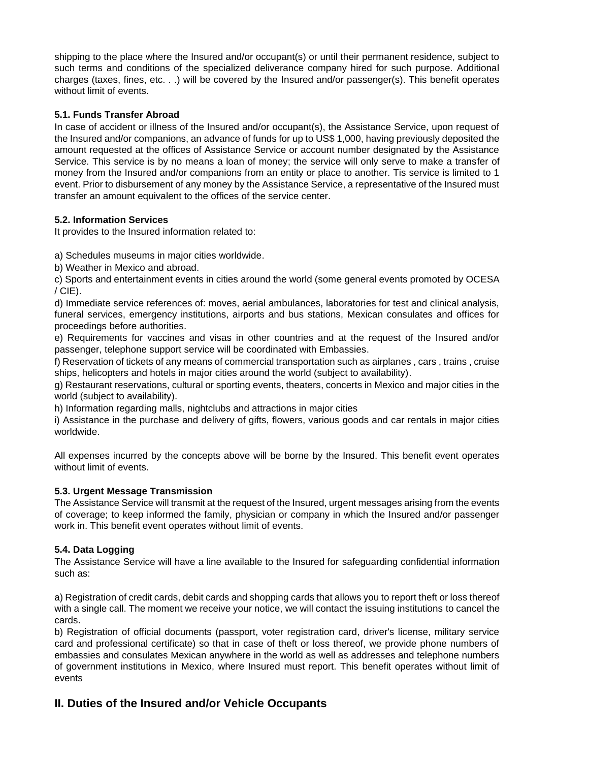shipping to the place where the Insured and/or occupant(s) or until their permanent residence, subject to such terms and conditions of the specialized deliverance company hired for such purpose. Additional charges (taxes, fines, etc. . .) will be covered by the Insured and/or passenger(s). This benefit operates without limit of events.

#### 5.1. Funds Transfer Abroad

In case of accident or illness of the Insured and/or occupant(s), the Assistance Service, upon request of the Insured and/or companions, an advance of funds for up to US$ 1,000, having previously deposited the amount requested at the offices of Assistance Service or account number designated by the Assistance Service. This service is by no means a loan of money; the service will only serve to make a transfer of money from the Insured and/or companions from an entity or place to another. Tis service is limited to 1 event. Prior to disbursement of any money by the Assistance Service, a representative of the Insured must transfer an amount equivalent to the offices of the service center.

#### 5.2. Information Services

It provides to the Insured information related to:

a) Schedules museums in major cities worldwide.

b) Weather in Mexico and abroad.

c) Sports and entertainment events in cities around the world (some general events promoted by OCESA / CIE).

d) Immediate service references of: moves, aerial ambulances, laboratories for test and clinical analysis, funeral services, emergency institutions, airports and bus stations, Mexican consulates and offices for proceedings before authorities.

e) Requirements for vaccines and visas in other countries and at the request of the Insured and/or passenger, telephone support service will be coordinated with Embassies.

f) Reservation of tickets of any means of commercial transportation such as airplanes , cars , trains , cruise ships, helicopters and hotels in major cities around the world (subject to availability).

g) Restaurant reservations, cultural or sporting events, theaters, concerts in Mexico and major cities in the world (subject to availability).

h) Information regarding malls, nightclubs and attractions in major cities

i) Assistance in the purchase and delivery of gifts, flowers, various goods and car rentals in major cities worldwide.

All expenses incurred by the concepts above will be borne by the Insured. This benefit event operates without limit of events.

#### 5.3. Urgent Message Transmission

The Assistance Service will transmit at the request of the Insured, urgent messages arising from the events of coverage; to keep informed the family, physician or company in which the Insured and/or passenger work in. This benefit event operates without limit of events.

#### 5.4. Data Logging

The Assistance Service will have a line available to the Insured for safeguarding confidential information such as:

a) Registration of credit cards, debit cards and shopping cards that allows you to report theft or loss thereof with a single call. The moment we receive your notice, we will contact the issuing institutions to cancel the cards.

b) Registration of official documents (passport, voter registration card, driver's license, military service card and professional certificate) so that in case of theft or loss thereof, we provide phone numbers of embassies and consulates Mexican anywhere in the world as well as addresses and telephone numbers of government institutions in Mexico, where Insured must report. This benefit operates without limit of events

## II. Duties of the Insured and/or Vehicle Occupants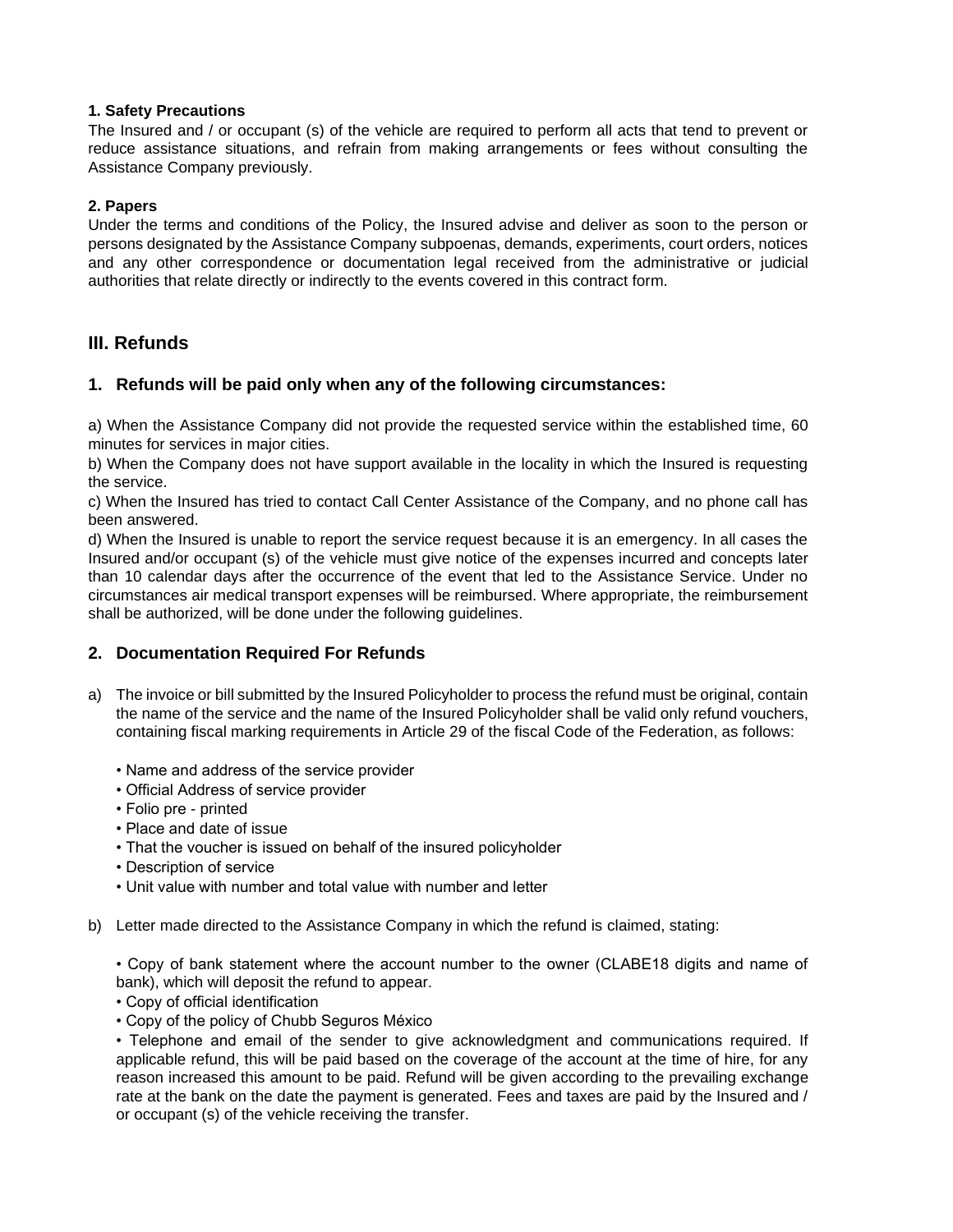**1. Safety Precautions**

The Insured and / or occupant (s) of the vehicle are required to perform all acts that tend to prevent or reduce assistance situations, and refrain from making arrangements or fees without consulting the Assistance Company previously.

**2. Papers**

Under the terms and conditions of the Policy, the Insured advise and deliver as soon to the person or persons designated by the Assistance Company subpoenas, demands, experiments, court orders, notices and any other correspondence or documentation legal received from the administrative or judicial authorities that relate directly or indirectly to the events covered in this contract form.

## III. Refunds

### 1. Refunds will be paid only when any of the following circumstances:

a) When the Assistance Company did not provide the requested service within the established time, 60 minutes for services in major cities.

b) When the Company does not have support available in the locality in which the Insured is requesting the service.

c) When the Insured has tried to contact Call Center Assistance of the Company, and no phone call has been answered.

d) When the Insured is unable to report the service request because it is an emergency. In all cases the Insured and/or occupant (s) of the vehicle must give notice of the expenses incurred and concepts later than 10 calendar days after the occurrence of the event that led to the Assistance Service. Under no circumstances air medical transport expenses will be reimbursed. Where appropriate, the reimbursement shall be authorized, will be done under the following guidelines.

### 2. Documentation Required For Refunds

a) The invoice or bill submitted by the Insured Policyholder to process the refund must be original, contain the name of the service and the name of the Insured Policyholder shall be valid only refund vouchers, containing fiscal marking requirements in Article 29 of the fiscal Code of the Federation, as follows:

- Name and address of the service provider
- Official Address of service provider
- Folio pre - printed
- Place and date of issue
- That the voucher is issued on behalf of the insured policyholder
- Description of service
- Unit value with number and total value with number and letter

b) Letter made directed to the Assistance Company in which the refund is claimed, stating:

- Copy of bank statement where the account number to the owner (CLABE18 digits and name of bank), which will deposit the refund to appear.
- Copy of official identification
- Copy of the policy of Chubb Seguros México
- Telephone and email of the sender to give acknowledgment and communications required. If applicable refund, this will be paid based on the coverage of the account at the time of hire, for any reason increased this amount to be paid. Refund will be given according to the prevailing exchange rate at the bank on the date the payment is generated. Fees and taxes are paid by the Insured and / or occupant (s) of the vehicle receiving the transfer.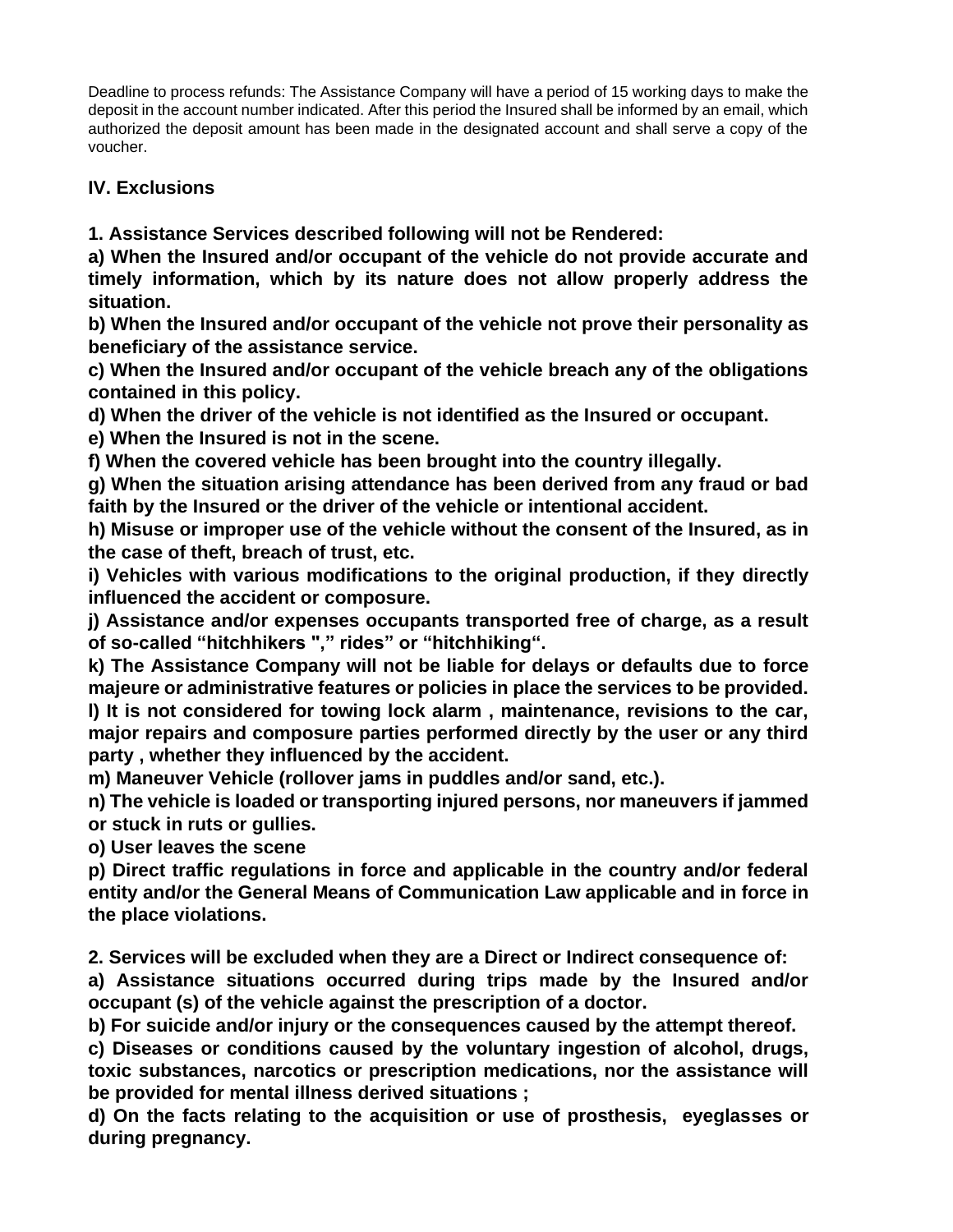Deadline to process refunds: The Assistance Company will have a period of 15 working days to make the deposit in the account number indicated. After this period the Insured shall be informed by an email, which authorized the deposit amount has been made in the designated account and shall serve a copy of the voucher.

## IV. Exclusions

**1. Assistance Services described following will not be Rendered:**

**a) When the Insured and/or occupant of the vehicle do not provide accurate and timely information, which by its nature does not allow properly address the situation.**

**b) When the Insured and/or occupant of the vehicle not prove their personality as beneficiary of the assistance service.**

**c) When the Insured and/or occupant of the vehicle breach any of the obligations contained in this policy.**

**d) When the driver of the vehicle is not identified as the Insured or occupant.**

**e) When the Insured is not in the scene.**

**f) When the covered vehicle has been brought into the country illegally.**

**g) When the situation arising attendance has been derived from any fraud or bad faith by the Insured or the driver of the vehicle or intentional accident.**

**h) Misuse or improper use of the vehicle without the consent of the Insured, as in the case of theft, breach of trust, etc.**

**i) Vehicles with various modifications to the original production, if they directly influenced the accident or composure.**

**j) Assistance and/or expenses occupants transported free of charge, as a result of so-called "hitchhikers "," rides" or "hitchhiking".**

**k) The Assistance Company will not be liable for delays or defaults due to force majeure or administrative features or policies in place the services to be provided.**

**l) It is not considered for towing lock alarm , maintenance, revisions to the car, major repairs and composure parties performed directly by the user or any third party , whether they influenced by the accident.**

**m) Maneuver Vehicle (rollover jams in puddles and/or sand, etc.).**

**n) The vehicle is loaded or transporting injured persons, nor maneuvers if jammed or stuck in ruts or gullies.**

**o) User leaves the scene**

**p) Direct traffic regulations in force and applicable in the country and/or federal entity and/or the General Means of Communication Law applicable and in force in the place violations.**

**2. Services will be excluded when they are a Direct or Indirect consequence of:**

**a) Assistance situations occurred during trips made by the Insured and/or occupant (s) of the vehicle against the prescription of a doctor.**

**b) For suicide and/or injury or the consequences caused by the attempt thereof.**

**c) Diseases or conditions caused by the voluntary ingestion of alcohol, drugs, toxic substances, narcotics or prescription medications, nor the assistance will be provided for mental illness derived situations ;**

**d) On the facts relating to the acquisition or use of prosthesis, eyeglasses or during pregnancy.**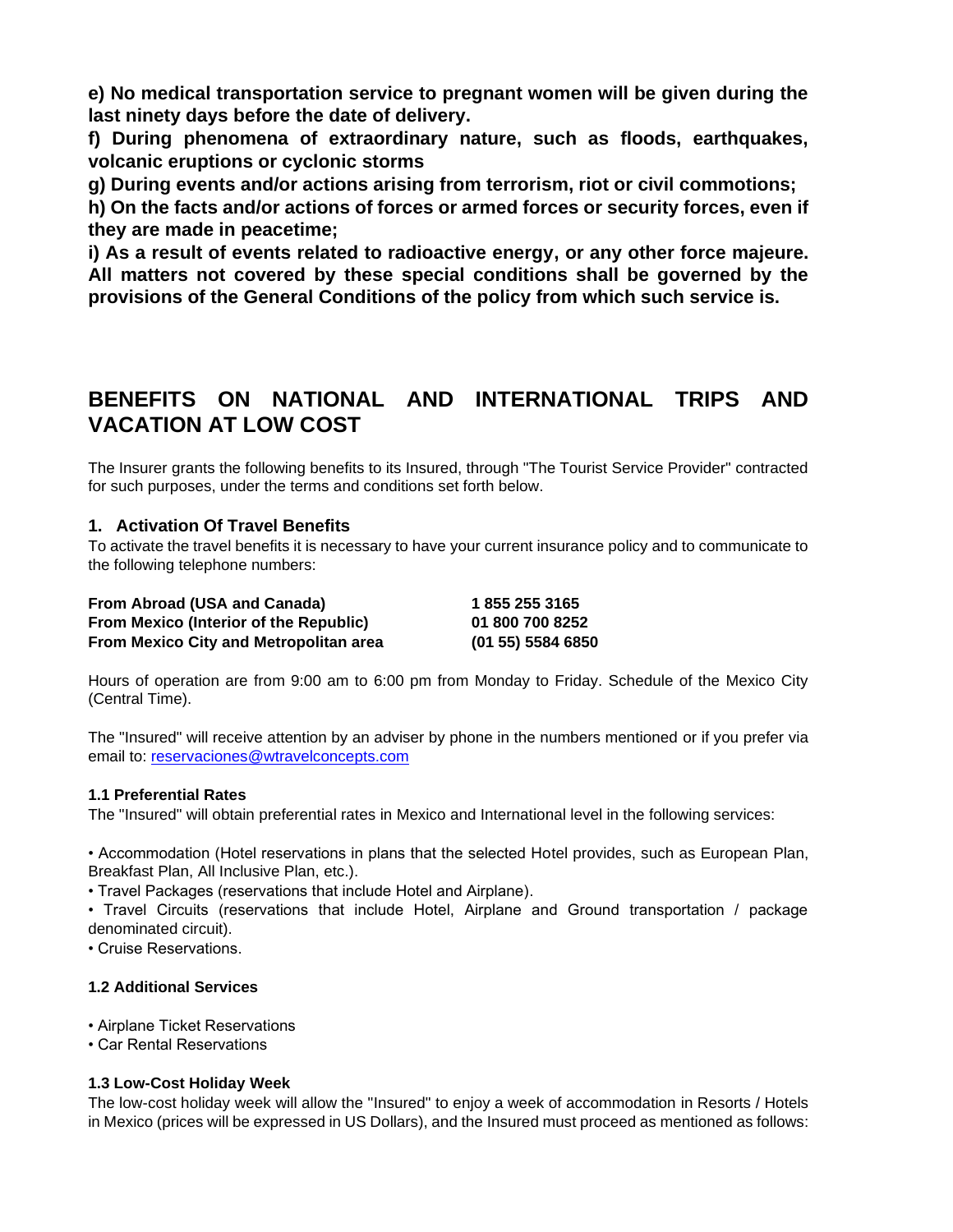**e) No medical transportation service to pregnant women will be given during the last ninety days before the date of delivery.**

**f) During phenomena of extraordinary nature, such as floods, earthquakes, volcanic eruptions or cyclonic storms**

**g) During events and/or actions arising from terrorism, riot or civil commotions;**

**h) On the facts and/or actions of forces or armed forces or security forces, even if they are made in peacetime;**

**i) As a result of events related to radioactive energy, or any other force majeure. All matters not covered by these special conditions shall be governed by the provisions of the General Conditions of the policy from which such service is.**

## BENEFITS ON NATIONAL AND INTERNATIONAL TRIPS AND VACATION AT LOW COST

The Insurer grants the following benefits to its Insured, through "The Tourist Service Provider" contracted for such purposes, under the terms and conditions set forth below.

### 1. Activation Of Travel Benefits

To activate the travel benefits it is necessary to have your current insurance policy and to communicate to the following telephone numbers:

| | |
|---|---|
| **From Abroad (USA and Canada)** | **1 855 255 3165** |
| **From Mexico (Interior of the Republic)** | **01 800 700 8252** |
| **From Mexico City and Metropolitan area** | **(01 55) 5584 6850** |

Hours of operation are from 9:00 am to 6:00 pm from Monday to Friday. Schedule of the Mexico City (Central Time).

The "Insured" will receive attention by an adviser by phone in the numbers mentioned or if you prefer via email to: reservaciones@wtravelconcepts.com

#### 1.1 Preferential Rates

The "Insured" will obtain preferential rates in Mexico and International level in the following services:

- Accommodation (Hotel reservations in plans that the selected Hotel provides, such as European Plan, Breakfast Plan, All Inclusive Plan, etc.).
- Travel Packages (reservations that include Hotel and Airplane).
- Travel Circuits (reservations that include Hotel, Airplane and Ground transportation / package denominated circuit).
- Cruise Reservations.

#### 1.2 Additional Services

- Airplane Ticket Reservations
- Car Rental Reservations

#### 1.3 Low-Cost Holiday Week

The low-cost holiday week will allow the "Insured" to enjoy a week of accommodation in Resorts / Hotels in Mexico (prices will be expressed in US Dollars), and the Insured must proceed as mentioned as follows: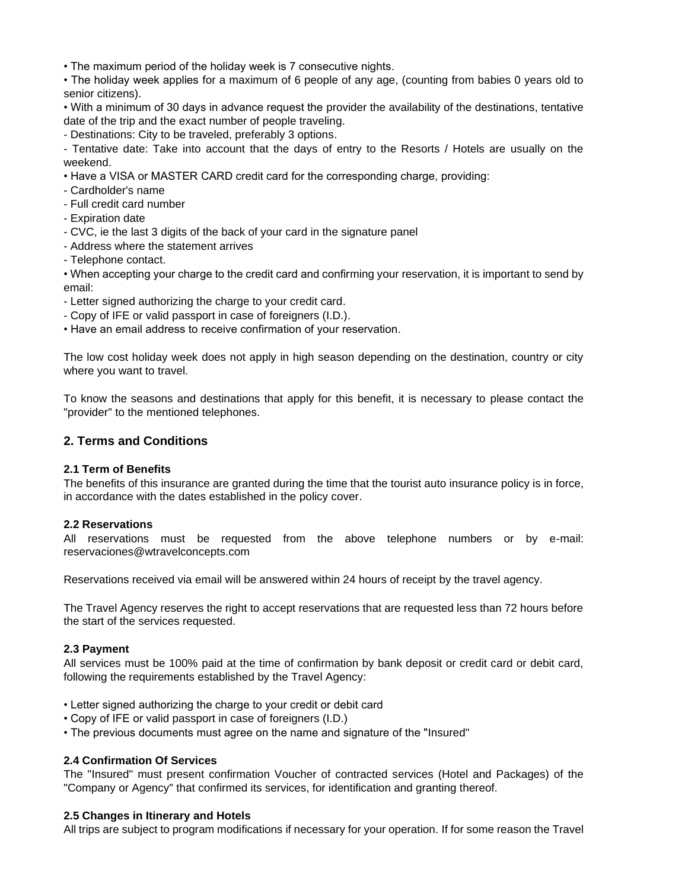- The maximum period of the holiday week is 7 consecutive nights.
- The holiday week applies for a maximum of 6 people of any age, (counting from babies 0 years old to senior citizens).
- With a minimum of 30 days in advance request the provider the availability of the destinations, tentative date of the trip and the exact number of people traveling.

- Destinations: City to be traveled, preferably 3 options.
- Tentative date: Take into account that the days of entry to the Resorts / Hotels are usually on the weekend.

- Have a VISA or MASTER CARD credit card for the corresponding charge, providing:

- Cardholder's name
- Full credit card number
- Expiration date
- CVC, ie the last 3 digits of the back of your card in the signature panel
- Address where the statement arrives
- Telephone contact.

- When accepting your charge to the credit card and confirming your reservation, it is important to send by email:

- Letter signed authorizing the charge to your credit card.
- Copy of IFE or valid passport in case of foreigners (I.D.).

- Have an email address to receive confirmation of your reservation.

The low cost holiday week does not apply in high season depending on the destination, country or city where you want to travel.

To know the seasons and destinations that apply for this benefit, it is necessary to please contact the "provider" to the mentioned telephones.

## 2. Terms and Conditions

**2.1 Term of Benefits**
The benefits of this insurance are granted during the time that the tourist auto insurance policy is in force, in accordance with the dates established in the policy cover.

**2.2 Reservations**
All reservations must be requested from the above telephone numbers or by e-mail: reservaciones@wtravelconcepts.com

Reservations received via email will be answered within 24 hours of receipt by the travel agency.

The Travel Agency reserves the right to accept reservations that are requested less than 72 hours before the start of the services requested.

**2.3 Payment**
All services must be 100% paid at the time of confirmation by bank deposit or credit card or debit card, following the requirements established by the Travel Agency:

- Letter signed authorizing the charge to your credit or debit card
- Copy of IFE or valid passport in case of foreigners (I.D.)
- The previous documents must agree on the name and signature of the "Insured"

**2.4 Confirmation Of Services**
The "Insured" must present confirmation Voucher of contracted services (Hotel and Packages) of the "Company or Agency" that confirmed its services, for identification and granting thereof.

**2.5 Changes in Itinerary and Hotels**
All trips are subject to program modifications if necessary for your operation. If for some reason the Travel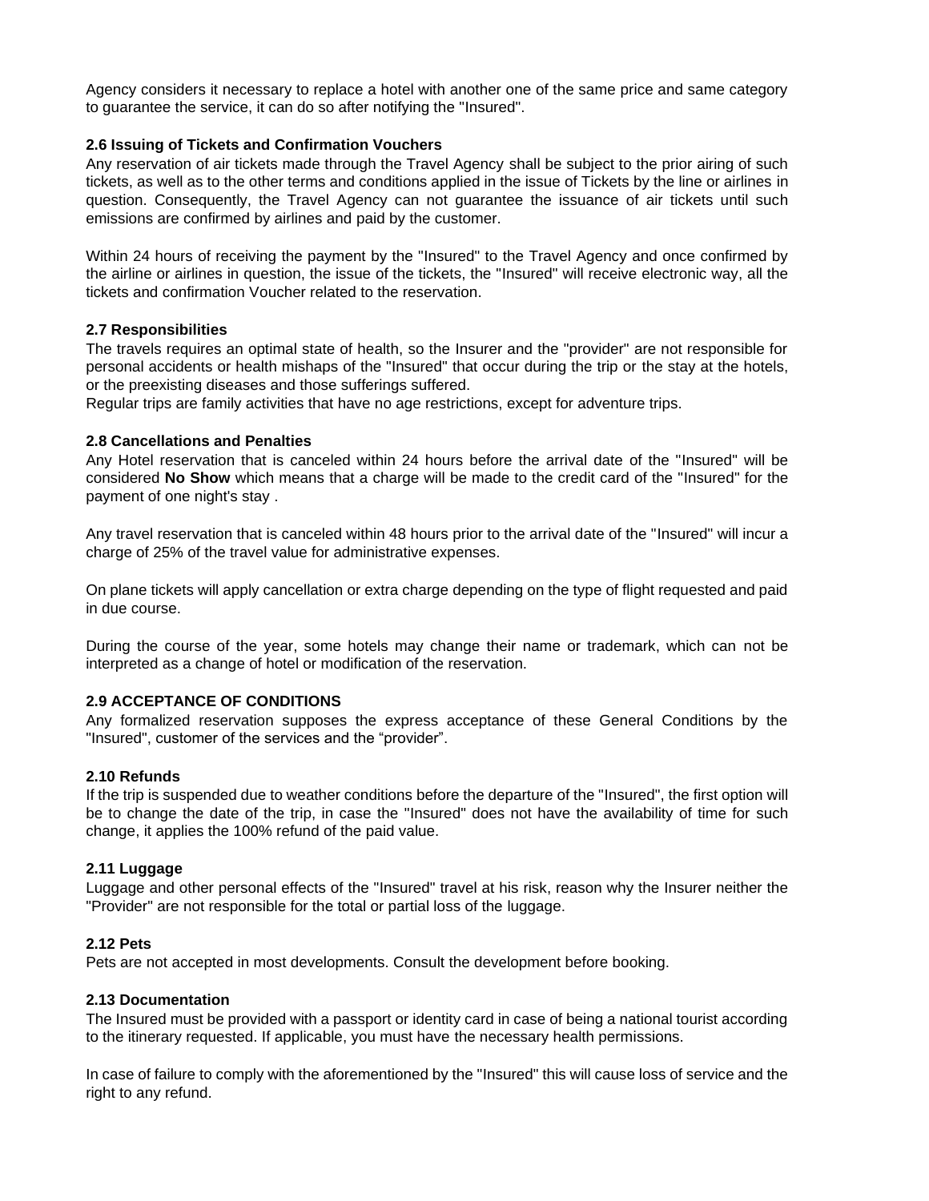Agency considers it necessary to replace a hotel with another one of the same price and same category to guarantee the service, it can do so after notifying the "Insured".

**2.6 Issuing of Tickets and Confirmation Vouchers**

Any reservation of air tickets made through the Travel Agency shall be subject to the prior airing of such tickets, as well as to the other terms and conditions applied in the issue of Tickets by the line or airlines in question. Consequently, the Travel Agency can not guarantee the issuance of air tickets until such emissions are confirmed by airlines and paid by the customer.

Within 24 hours of receiving the payment by the "Insured" to the Travel Agency and once confirmed by the airline or airlines in question, the issue of the tickets, the "Insured" will receive electronic way, all the tickets and confirmation Voucher related to the reservation.

**2.7 Responsibilities**

The travels requires an optimal state of health, so the Insurer and the "provider" are not responsible for personal accidents or health mishaps of the "Insured" that occur during the trip or the stay at the hotels, or the preexisting diseases and those sufferings suffered.

Regular trips are family activities that have no age restrictions, except for adventure trips.

**2.8 Cancellations and Penalties**

Any Hotel reservation that is canceled within 24 hours before the arrival date of the "Insured" will be considered **No Show** which means that a charge will be made to the credit card of the "Insured" for the payment of one night's stay .

Any travel reservation that is canceled within 48 hours prior to the arrival date of the "Insured" will incur a charge of 25% of the travel value for administrative expenses.

On plane tickets will apply cancellation or extra charge depending on the type of flight requested and paid in due course.

During the course of the year, some hotels may change their name or trademark, which can not be interpreted as a change of hotel or modification of the reservation.

**2.9 ACCEPTANCE OF CONDITIONS**

Any formalized reservation supposes the express acceptance of these General Conditions by the "Insured", customer of the services and the “provider”.

**2.10 Refunds**

If the trip is suspended due to weather conditions before the departure of the "Insured", the first option will be to change the date of the trip, in case the "Insured" does not have the availability of time for such change, it applies the 100% refund of the paid value.

**2.11 Luggage**

Luggage and other personal effects of the "Insured" travel at his risk, reason why the Insurer neither the "Provider" are not responsible for the total or partial loss of the luggage.

**2.12 Pets**

Pets are not accepted in most developments. Consult the development before booking.

**2.13 Documentation**

The Insured must be provided with a passport or identity card in case of being a national tourist according to the itinerary requested. If applicable, you must have the necessary health permissions.

In case of failure to comply with the aforementioned by the "Insured" this will cause loss of service and the right to any refund.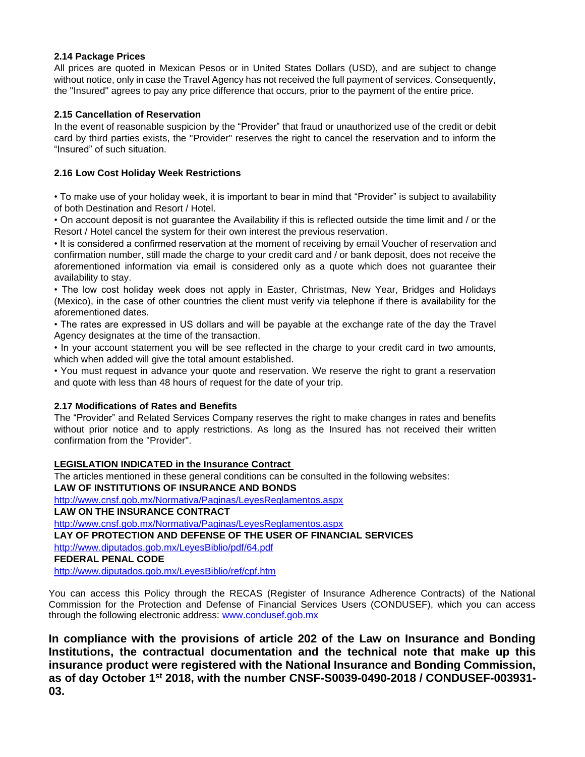**2.14 Package Prices**

All prices are quoted in Mexican Pesos or in United States Dollars (USD), and are subject to change without notice, only in case the Travel Agency has not received the full payment of services. Consequently, the "Insured" agrees to pay any price difference that occurs, prior to the payment of the entire price.

**2.15 Cancellation of Reservation**

In the event of reasonable suspicion by the “Provider” that fraud or unauthorized use of the credit or debit card by third parties exists, the "Provider" reserves the right to cancel the reservation and to inform the “Insured” of such situation.

**2.16 Low Cost Holiday Week Restrictions**

• To make use of your holiday week, it is important to bear in mind that “Provider” is subject to availability of both Destination and Resort / Hotel.

• On account deposit is not guarantee the Availability if this is reflected outside the time limit and / or the Resort / Hotel cancel the system for their own interest the previous reservation.

• It is considered a confirmed reservation at the moment of receiving by email Voucher of reservation and confirmation number, still made the charge to your credit card and / or bank deposit, does not receive the aforementioned information via email is considered only as a quote which does not guarantee their availability to stay.

• The low cost holiday week does not apply in Easter, Christmas, New Year, Bridges and Holidays (Mexico), in the case of other countries the client must verify via telephone if there is availability for the aforementioned dates.

• The rates are expressed in US dollars and will be payable at the exchange rate of the day the Travel Agency designates at the time of the transaction.

• In your account statement you will be see reflected in the charge to your credit card in two amounts, which when added will give the total amount established.

• You must request in advance your quote and reservation. We reserve the right to grant a reservation and quote with less than 48 hours of request for the date of your trip.

**2.17 Modifications of Rates and Benefits**

The “Provider” and Related Services Company reserves the right to make changes in rates and benefits without prior notice and to apply restrictions. As long as the Insured has not received their written confirmation from the "Provider".

**LEGISLATION INDICATED in the Insurance Contract**

The articles mentioned in these general conditions can be consulted in the following websites:

**LAW OF INSTITUTIONS OF INSURANCE AND BONDS**

http://www.cnsf.gob.mx/Normativa/Paginas/LeyesReglamentos.aspx

**LAW ON THE INSURANCE CONTRACT**

http://www.cnsf.gob.mx/Normativa/Paginas/LeyesReglamentos.aspx

**LAY OF PROTECTION AND DEFENSE OF THE USER OF FINANCIAL SERVICES**

http://www.diputados.gob.mx/LeyesBiblio/pdf/64.pdf

**FEDERAL PENAL CODE**

http://www.diputados.gob.mx/LeyesBiblio/ref/cpf.htm

You can access this Policy through the RECAS (Register of Insurance Adherence Contracts) of the National Commission for the Protection and Defense of Financial Services Users (CONDUSEF), which you can access through the following electronic address: www.condusef.gob.mx

**In compliance with the provisions of article 202 of the Law on Insurance and Bonding Institutions, the contractual documentation and the technical note that make up this insurance product were registered with the National Insurance and Bonding Commission, as of day October 1st 2018, with the number CNSF-S0039-0490-2018 / CONDUSEF-003931-03.**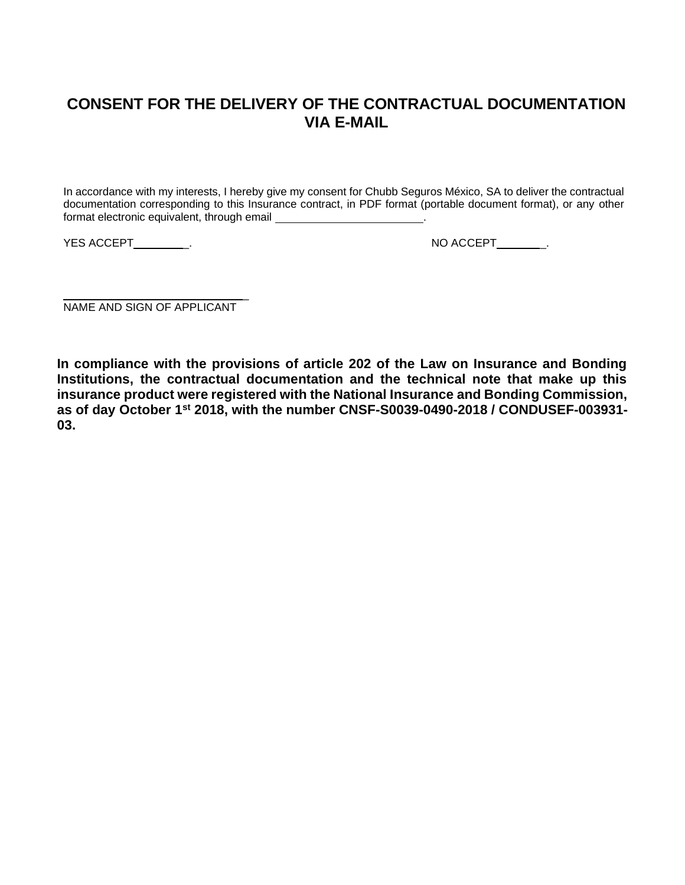# CONSENT FOR THE DELIVERY OF THE CONTRACTUAL DOCUMENTATION VIA E-MAIL

In accordance with my interests, I hereby give my consent for Chubb Seguros México, SA to deliver the contractual documentation corresponding to this Insurance contract, in PDF format (portable document format), or any other format electronic equivalent, through email ________________________.

YES ACCEPT_________. NO ACCEPT________.

_____________________________
NAME AND SIGN OF APPLICANT

**In compliance with the provisions of article 202 of the Law on Insurance and Bonding Institutions, the contractual documentation and the technical note that make up this insurance product were registered with the National Insurance and Bonding Commission, as of day October 1st 2018, with the number CNSF-S0039-0490-2018 / CONDUSEF-003931-03.**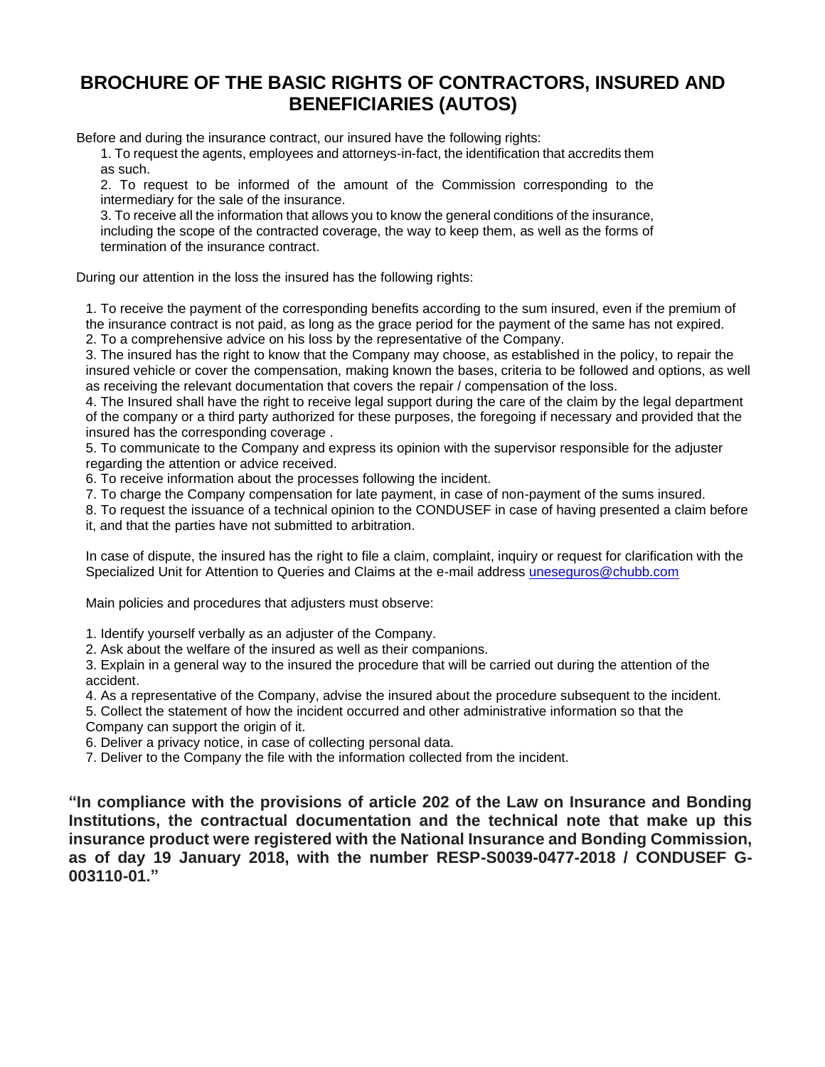# BROCHURE OF THE BASIC RIGHTS OF CONTRACTORS, INSURED AND BENEFICIARIES (AUTOS)

Before and during the insurance contract, our insured have the following rights:

1. To request the agents, employees and attorneys-in-fact, the identification that accredits them as such.
2. To request to be informed of the amount of the Commission corresponding to the intermediary for the sale of the insurance.
3. To receive all the information that allows you to know the general conditions of the insurance, including the scope of the contracted coverage, the way to keep them, as well as the forms of termination of the insurance contract.

During our attention in the loss the insured has the following rights:

1. To receive the payment of the corresponding benefits according to the sum insured, even if the premium of the insurance contract is not paid, as long as the grace period for the payment of the same has not expired.
2. To a comprehensive advice on his loss by the representative of the Company.
3. The insured has the right to know that the Company may choose, as established in the policy, to repair the insured vehicle or cover the compensation, making known the bases, criteria to be followed and options, as well as receiving the relevant documentation that covers the repair / compensation of the loss.
4. The Insured shall have the right to receive legal support during the care of the claim by the legal department of the company or a third party authorized for these purposes, the foregoing if necessary and provided that the insured has the corresponding coverage .
5. To communicate to the Company and express its opinion with the supervisor responsible for the adjuster regarding the attention or advice received.
6. To receive information about the processes following the incident.
7. To charge the Company compensation for late payment, in case of non-payment of the sums insured.
8. To request the issuance of a technical opinion to the CONDUSEF in case of having presented a claim before it, and that the parties have not submitted to arbitration.

In case of dispute, the insured has the right to file a claim, complaint, inquiry or request for clarification with the Specialized Unit for Attention to Queries and Claims at the e-mail address uneseguros@chubb.com

Main policies and procedures that adjusters must observe:

1. Identify yourself verbally as an adjuster of the Company.
2. Ask about the welfare of the insured as well as their companions.
3. Explain in a general way to the insured the procedure that will be carried out during the attention of the accident.
4. As a representative of the Company, advise the insured about the procedure subsequent to the incident.
5. Collect the statement of how the incident occurred and other administrative information so that the Company can support the origin of it.
6. Deliver a privacy notice, in case of collecting personal data.
7. Deliver to the Company the file with the information collected from the incident.

**"In compliance with the provisions of article 202 of the Law on Insurance and Bonding Institutions, the contractual documentation and the technical note that make up this insurance product were registered with the National Insurance and Bonding Commission, as of day 19 January 2018, with the number RESP-S0039-0477-2018 / CONDUSEF G-003110-01."**